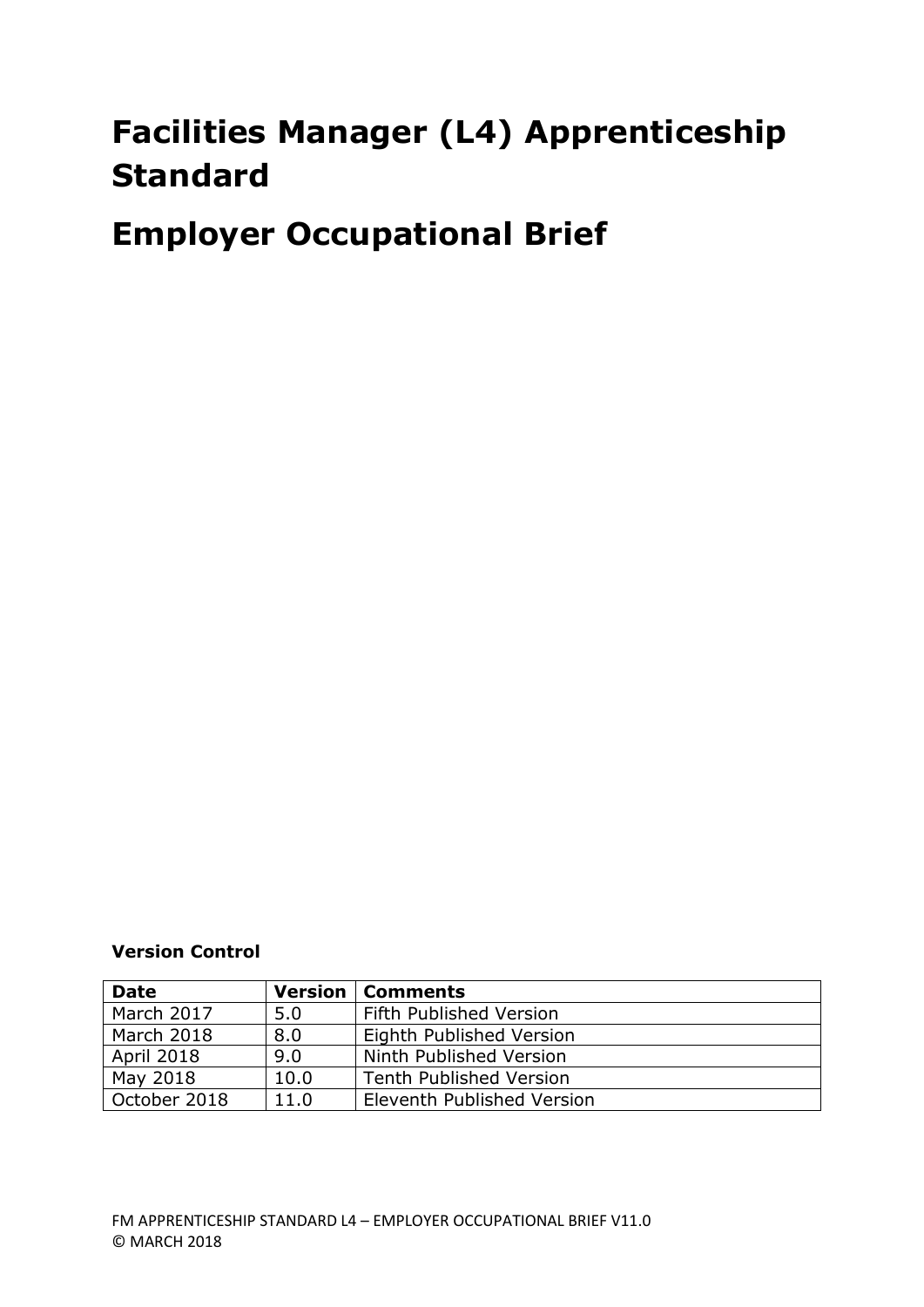# Facilities Manager (L4) Apprenticeship Standard

# Employer Occupational Brief

**Version Control**

| **Date** | **Version** | **Comments** |
|---|---|---|
| March 2017 | 5.0 | Fifth Published Version |
| March 2018 | 8.0 | Eighth Published Version |
| April 2018 | 9.0 | Ninth Published Version |
| May 2018 | 10.0 | Tenth Published Version |
| October 2018 | 11.0 | Eleventh Published Version |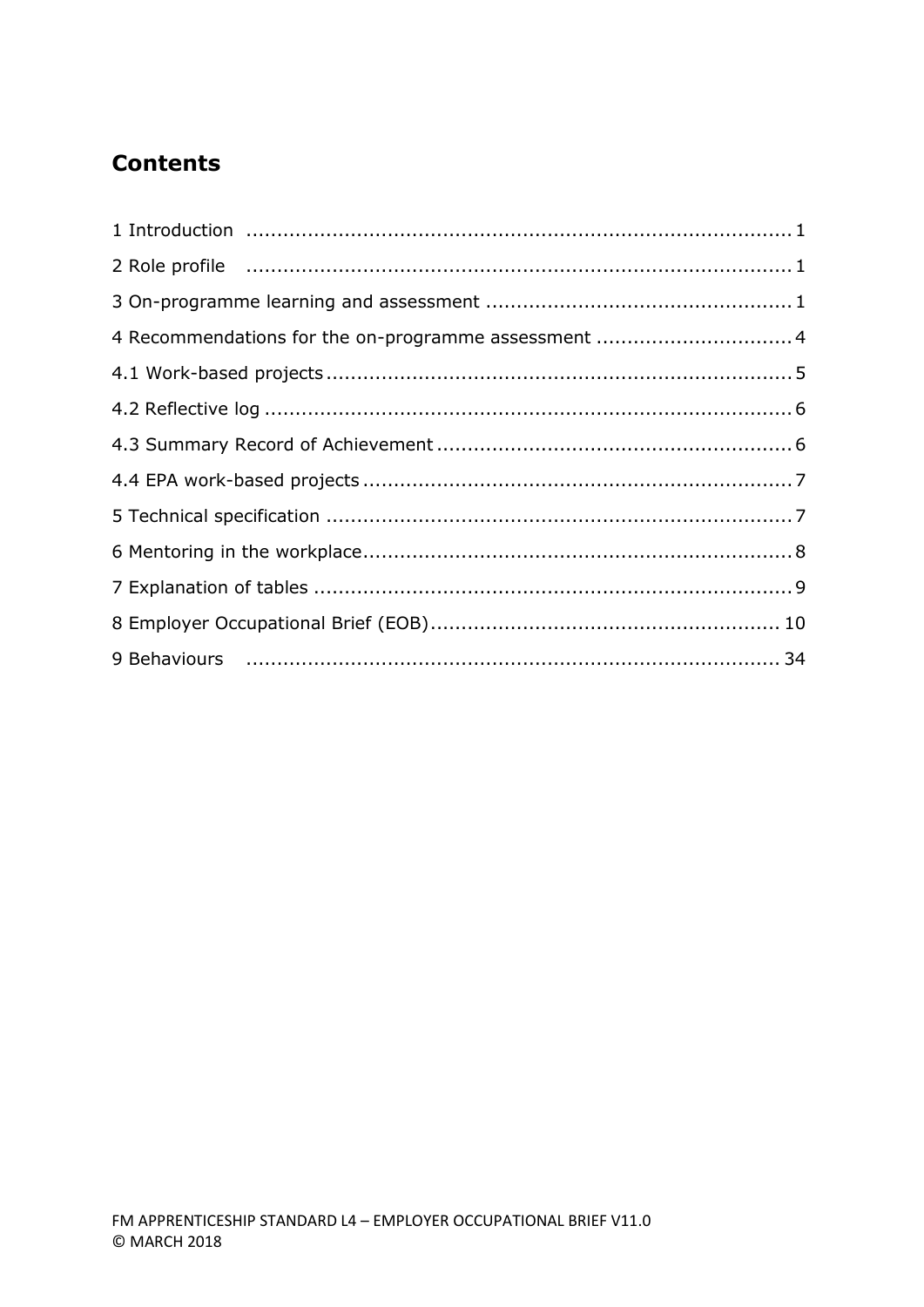## Contents

1 Introduction ........................................................................................ 1

2 Role profile ........................................................................................ 1

3 On-programme learning and assessment ................................................. 1

4 Recommendations for the on-programme assessment ................................ 4

4.1 Work-based projects ........................................................................... 5

4.2 Reflective log ..................................................................................... 6

4.3 Summary Record of Achievement ......................................................... 6

4.4 EPA work-based projects ..................................................................... 7

5 Technical specification ........................................................................... 7

6 Mentoring in the workplace..................................................................... 8

7 Explanation of tables ............................................................................. 9

8 Employer Occupational Brief (EOB)......................................................... 10

9 Behaviours ...................................................................................... 34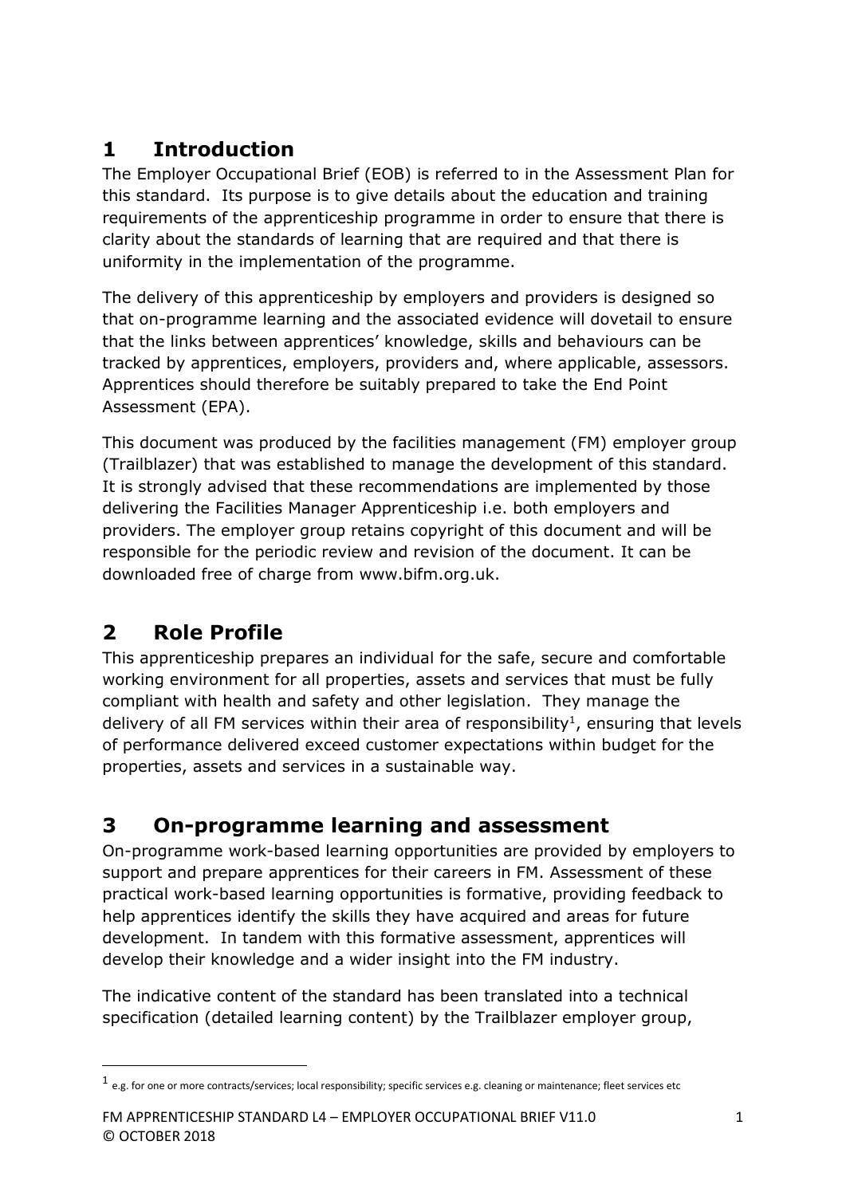# 1 Introduction

The Employer Occupational Brief (EOB) is referred to in the Assessment Plan for this standard. Its purpose is to give details about the education and training requirements of the apprenticeship programme in order to ensure that there is clarity about the standards of learning that are required and that there is uniformity in the implementation of the programme.

The delivery of this apprenticeship by employers and providers is designed so that on-programme learning and the associated evidence will dovetail to ensure that the links between apprentices' knowledge, skills and behaviours can be tracked by apprentices, employers, providers and, where applicable, assessors. Apprentices should therefore be suitably prepared to take the End Point Assessment (EPA).

This document was produced by the facilities management (FM) employer group (Trailblazer) that was established to manage the development of this standard. It is strongly advised that these recommendations are implemented by those delivering the Facilities Manager Apprenticeship i.e. both employers and providers. The employer group retains copyright of this document and will be responsible for the periodic review and revision of the document. It can be downloaded free of charge from www.bifm.org.uk.

# 2 Role Profile

This apprenticeship prepares an individual for the safe, secure and comfortable working environment for all properties, assets and services that must be fully compliant with health and safety and other legislation. They manage the delivery of all FM services within their area of responsibility[1], ensuring that levels of performance delivered exceed customer expectations within budget for the properties, assets and services in a sustainable way.

# 3 On-programme learning and assessment

On-programme work-based learning opportunities are provided by employers to support and prepare apprentices for their careers in FM. Assessment of these practical work-based learning opportunities is formative, providing feedback to help apprentices identify the skills they have acquired and areas for future development. In tandem with this formative assessment, apprentices will develop their knowledge and a wider insight into the FM industry.

The indicative content of the standard has been translated into a technical specification (detailed learning content) by the Trailblazer employer group,

[1] e.g. for one or more contracts/services; local responsibility; specific services e.g. cleaning or maintenance; fleet services etc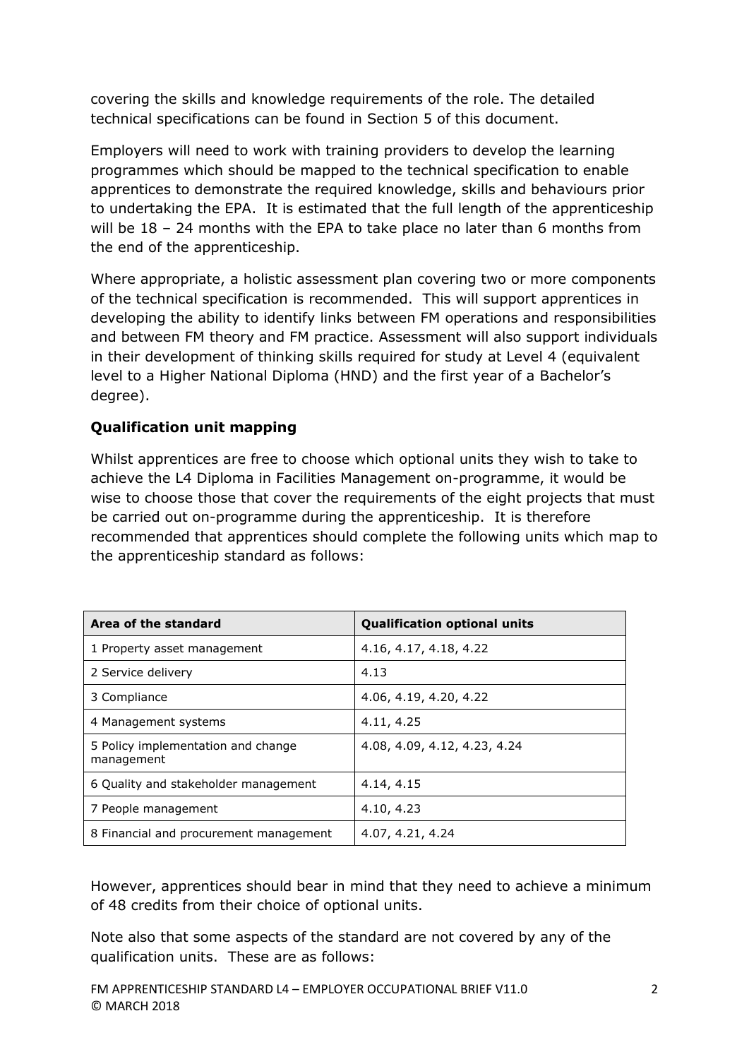covering the skills and knowledge requirements of the role. The detailed technical specifications can be found in Section 5 of this document.

Employers will need to work with training providers to develop the learning programmes which should be mapped to the technical specification to enable apprentices to demonstrate the required knowledge, skills and behaviours prior to undertaking the EPA. It is estimated that the full length of the apprenticeship will be 18 – 24 months with the EPA to take place no later than 6 months from the end of the apprenticeship.

Where appropriate, a holistic assessment plan covering two or more components of the technical specification is recommended. This will support apprentices in developing the ability to identify links between FM operations and responsibilities and between FM theory and FM practice. Assessment will also support individuals in their development of thinking skills required for study at Level 4 (equivalent level to a Higher National Diploma (HND) and the first year of a Bachelor's degree).

**Qualification unit mapping**

Whilst apprentices are free to choose which optional units they wish to take to achieve the L4 Diploma in Facilities Management on-programme, it would be wise to choose those that cover the requirements of the eight projects that must be carried out on-programme during the apprenticeship. It is therefore recommended that apprentices should complete the following units which map to the apprenticeship standard as follows:

| Area of the standard | Qualification optional units |
|---|---|
| 1 Property asset management | 4.16, 4.17, 4.18, 4.22 |
| 2 Service delivery | 4.13 |
| 3 Compliance | 4.06, 4.19, 4.20, 4.22 |
| 4 Management systems | 4.11, 4.25 |
| 5 Policy implementation and change management | 4.08, 4.09, 4.12, 4.23, 4.24 |
| 6 Quality and stakeholder management | 4.14, 4.15 |
| 7 People management | 4.10, 4.23 |
| 8 Financial and procurement management | 4.07, 4.21, 4.24 |

However, apprentices should bear in mind that they need to achieve a minimum of 48 credits from their choice of optional units.

Note also that some aspects of the standard are not covered by any of the qualification units. These are as follows: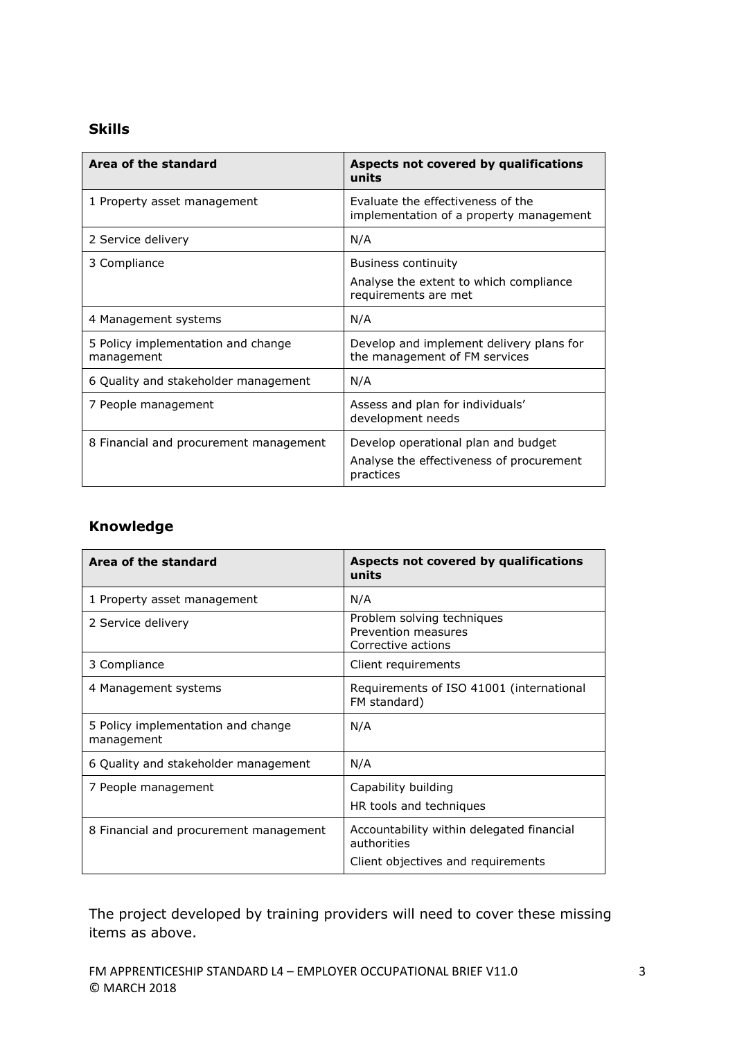### Skills

| Area of the standard | Aspects not covered by qualifications units |
|---|---|
| 1 Property asset management | Evaluate the effectiveness of the implementation of a property management |
| 2 Service delivery | N/A |
| 3 Compliance | Business continuity<br>Analyse the extent to which compliance requirements are met |
| 4 Management systems | N/A |
| 5 Policy implementation and change management | Develop and implement delivery plans for the management of FM services |
| 6 Quality and stakeholder management | N/A |
| 7 People management | Assess and plan for individuals' development needs |
| 8 Financial and procurement management | Develop operational plan and budget<br>Analyse the effectiveness of procurement practices |

### Knowledge

| Area of the standard | Aspects not covered by qualifications units |
|---|---|
| 1 Property asset management | N/A |
| 2 Service delivery | Problem solving techniques<br>Prevention measures<br>Corrective actions |
| 3 Compliance | Client requirements |
| 4 Management systems | Requirements of ISO 41001 (international FM standard) |
| 5 Policy implementation and change management | N/A |
| 6 Quality and stakeholder management | N/A |
| 7 People management | Capability building<br>HR tools and techniques |
| 8 Financial and procurement management | Accountability within delegated financial authorities<br>Client objectives and requirements |

The project developed by training providers will need to cover these missing items as above.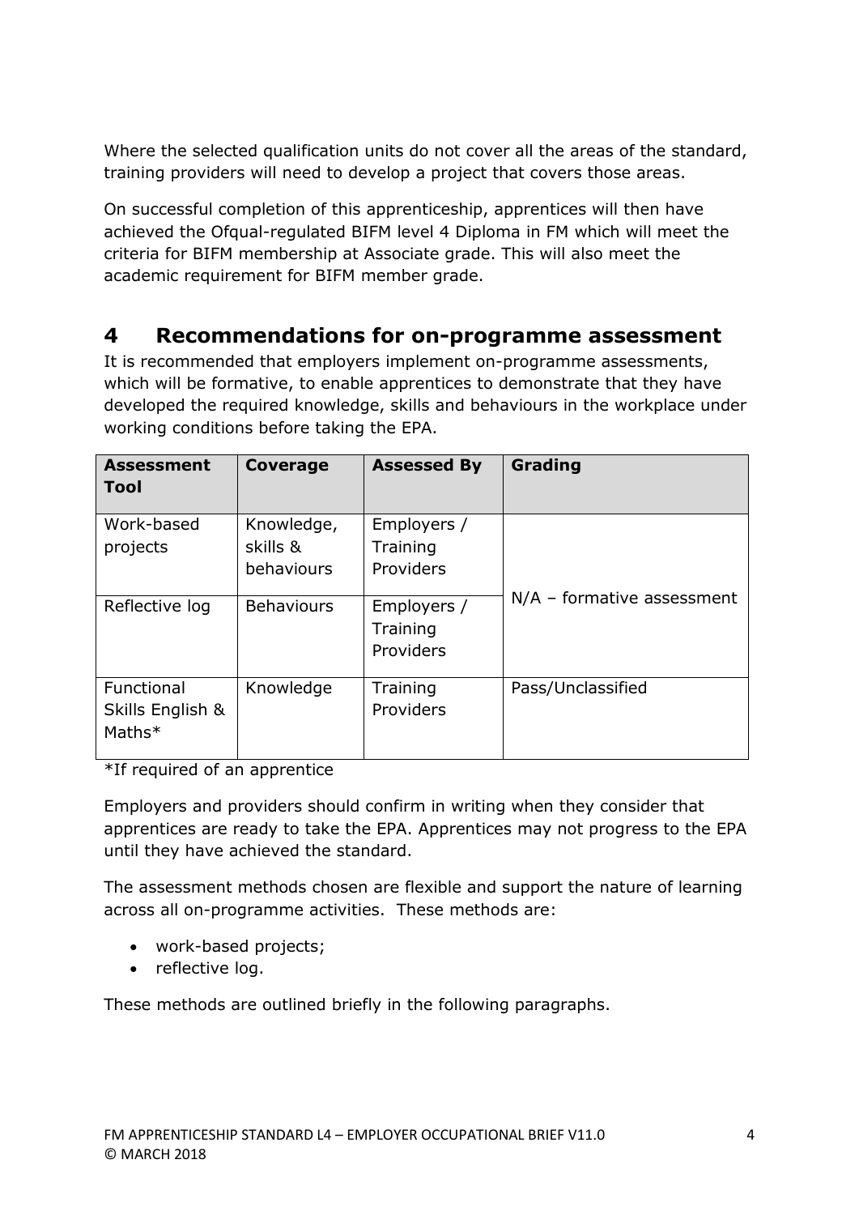Where the selected qualification units do not cover all the areas of the standard, training providers will need to develop a project that covers those areas.

On successful completion of this apprenticeship, apprentices will then have achieved the Ofqual-regulated BIFM level 4 Diploma in FM which will meet the criteria for BIFM membership at Associate grade. This will also meet the academic requirement for BIFM member grade.

## 4 Recommendations for on-programme assessment

It is recommended that employers implement on-programme assessments, which will be formative, to enable apprentices to demonstrate that they have developed the required knowledge, skills and behaviours in the workplace under working conditions before taking the EPA.

| **Assessment Tool** | **Coverage** | **Assessed By** | **Grading** |
|---|---|---|---|
| Work-based projects | Knowledge, skills & behaviours | Employers / Training Providers | N/A – formative assessment |
| Reflective log | Behaviours | Employers / Training Providers | |
| Functional Skills English & Maths* | Knowledge | Training Providers | Pass/Unclassified |

*If required of an apprentice

Employers and providers should confirm in writing when they consider that apprentices are ready to take the EPA. Apprentices may not progress to the EPA until they have achieved the standard.

The assessment methods chosen are flexible and support the nature of learning across all on-programme activities. These methods are:

- work-based projects;
- reflective log.

These methods are outlined briefly in the following paragraphs.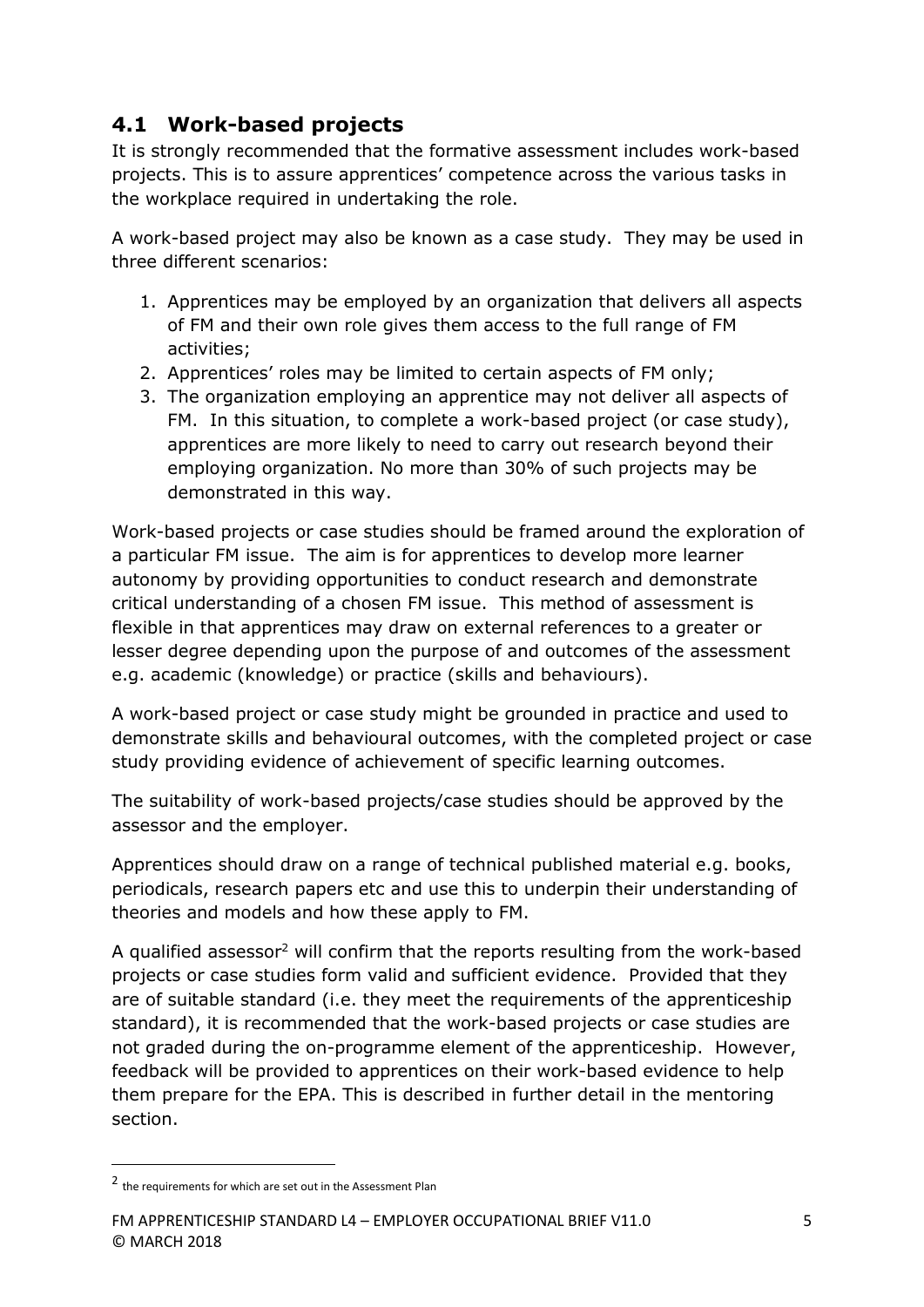## 4.1 Work-based projects

It is strongly recommended that the formative assessment includes work-based projects. This is to assure apprentices' competence across the various tasks in the workplace required in undertaking the role.

A work-based project may also be known as a case study. They may be used in three different scenarios:

1. Apprentices may be employed by an organization that delivers all aspects of FM and their own role gives them access to the full range of FM activities;
2. Apprentices' roles may be limited to certain aspects of FM only;
3. The organization employing an apprentice may not deliver all aspects of FM. In this situation, to complete a work-based project (or case study), apprentices are more likely to need to carry out research beyond their employing organization. No more than 30% of such projects may be demonstrated in this way.

Work-based projects or case studies should be framed around the exploration of a particular FM issue. The aim is for apprentices to develop more learner autonomy by providing opportunities to conduct research and demonstrate critical understanding of a chosen FM issue. This method of assessment is flexible in that apprentices may draw on external references to a greater or lesser degree depending upon the purpose of and outcomes of the assessment e.g. academic (knowledge) or practice (skills and behaviours).

A work-based project or case study might be grounded in practice and used to demonstrate skills and behavioural outcomes, with the completed project or case study providing evidence of achievement of specific learning outcomes.

The suitability of work-based projects/case studies should be approved by the assessor and the employer.

Apprentices should draw on a range of technical published material e.g. books, periodicals, research papers etc and use this to underpin their understanding of theories and models and how these apply to FM.

A qualified assessor[2] will confirm that the reports resulting from the work-based projects or case studies form valid and sufficient evidence. Provided that they are of suitable standard (i.e. they meet the requirements of the apprenticeship standard), it is recommended that the work-based projects or case studies are not graded during the on-programme element of the apprenticeship. However, feedback will be provided to apprentices on their work-based evidence to help them prepare for the EPA. This is described in further detail in the mentoring section.

---

[2] the requirements for which are set out in the Assessment Plan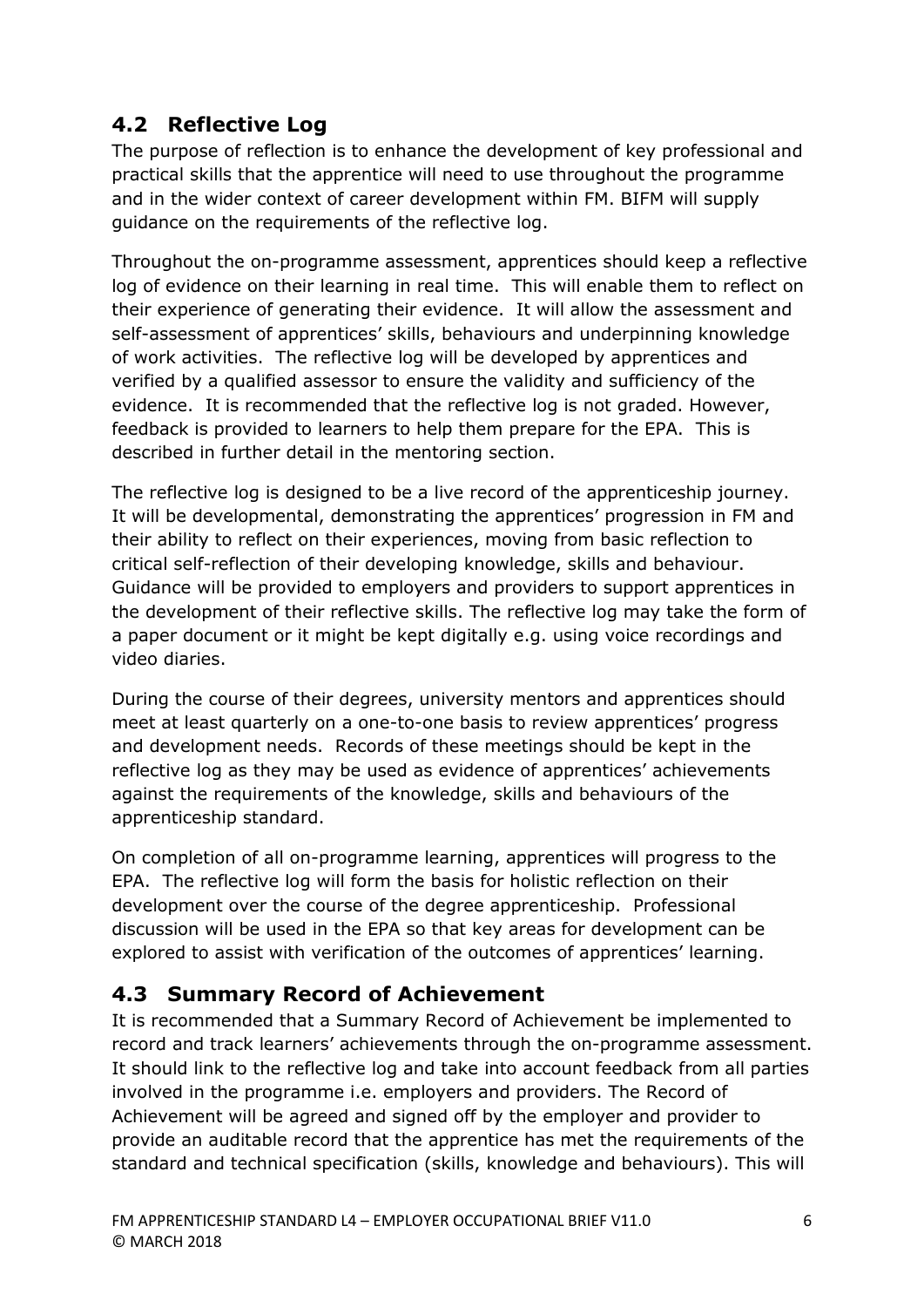## 4.2 Reflective Log

The purpose of reflection is to enhance the development of key professional and practical skills that the apprentice will need to use throughout the programme and in the wider context of career development within FM. BIFM will supply guidance on the requirements of the reflective log.

Throughout the on-programme assessment, apprentices should keep a reflective log of evidence on their learning in real time. This will enable them to reflect on their experience of generating their evidence. It will allow the assessment and self-assessment of apprentices' skills, behaviours and underpinning knowledge of work activities. The reflective log will be developed by apprentices and verified by a qualified assessor to ensure the validity and sufficiency of the evidence. It is recommended that the reflective log is not graded. However, feedback is provided to learners to help them prepare for the EPA. This is described in further detail in the mentoring section.

The reflective log is designed to be a live record of the apprenticeship journey. It will be developmental, demonstrating the apprentices' progression in FM and their ability to reflect on their experiences, moving from basic reflection to critical self-reflection of their developing knowledge, skills and behaviour. Guidance will be provided to employers and providers to support apprentices in the development of their reflective skills. The reflective log may take the form of a paper document or it might be kept digitally e.g. using voice recordings and video diaries.

During the course of their degrees, university mentors and apprentices should meet at least quarterly on a one-to-one basis to review apprentices' progress and development needs. Records of these meetings should be kept in the reflective log as they may be used as evidence of apprentices' achievements against the requirements of the knowledge, skills and behaviours of the apprenticeship standard.

On completion of all on-programme learning, apprentices will progress to the EPA. The reflective log will form the basis for holistic reflection on their development over the course of the degree apprenticeship. Professional discussion will be used in the EPA so that key areas for development can be explored to assist with verification of the outcomes of apprentices' learning.

## 4.3 Summary Record of Achievement

It is recommended that a Summary Record of Achievement be implemented to record and track learners' achievements through the on-programme assessment. It should link to the reflective log and take into account feedback from all parties involved in the programme i.e. employers and providers. The Record of Achievement will be agreed and signed off by the employer and provider to provide an auditable record that the apprentice has met the requirements of the standard and technical specification (skills, knowledge and behaviours). This will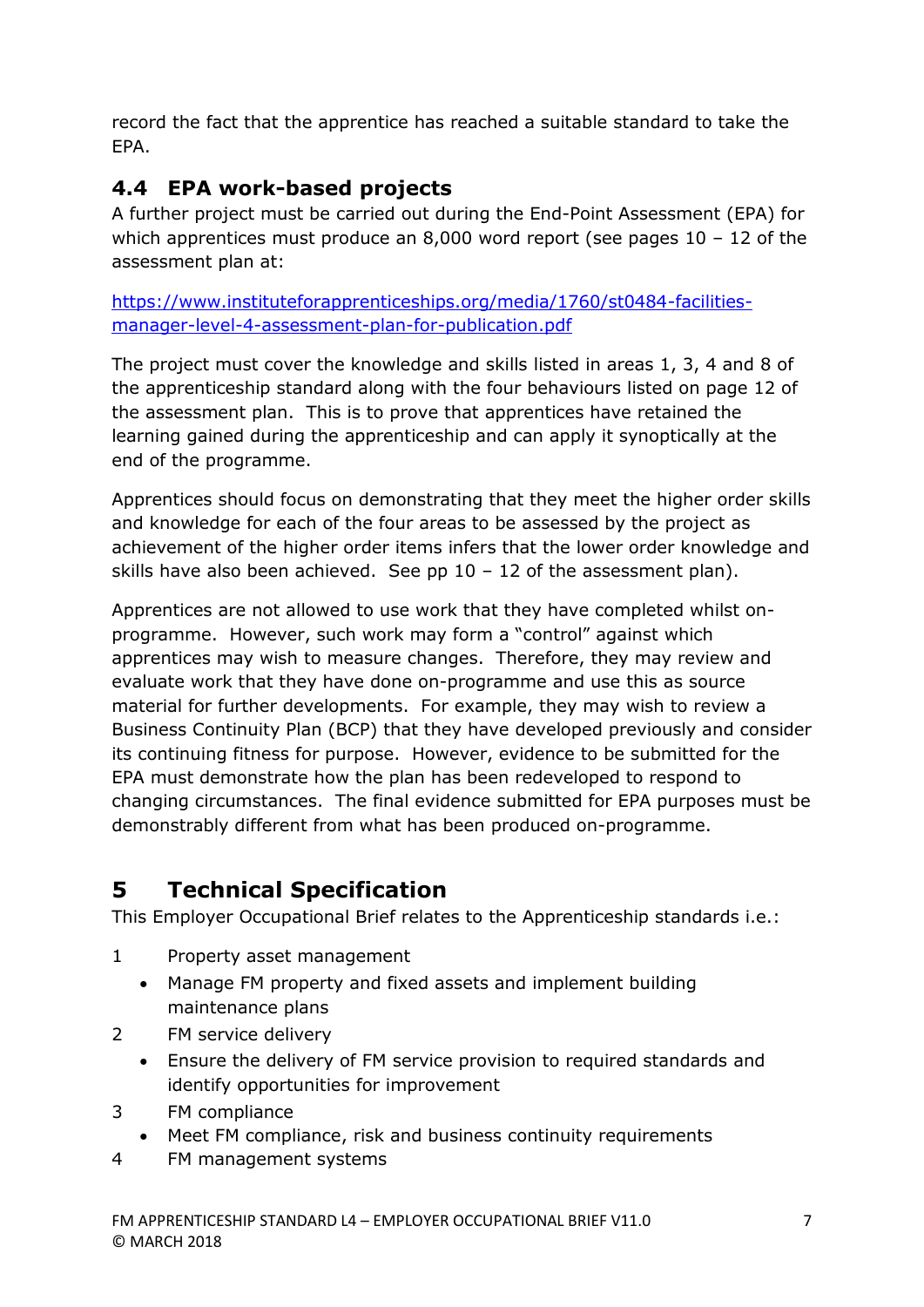record the fact that the apprentice has reached a suitable standard to take the EPA.

## 4.4 EPA work-based projects

A further project must be carried out during the End-Point Assessment (EPA) for which apprentices must produce an 8,000 word report (see pages 10 – 12 of the assessment plan at:

https://www.instituteforapprenticeships.org/media/1760/st0484-facilities-manager-level-4-assessment-plan-for-publication.pdf

The project must cover the knowledge and skills listed in areas 1, 3, 4 and 8 of the apprenticeship standard along with the four behaviours listed on page 12 of the assessment plan. This is to prove that apprentices have retained the learning gained during the apprenticeship and can apply it synoptically at the end of the programme.

Apprentices should focus on demonstrating that they meet the higher order skills and knowledge for each of the four areas to be assessed by the project as achievement of the higher order items infers that the lower order knowledge and skills have also been achieved. See pp 10 – 12 of the assessment plan).

Apprentices are not allowed to use work that they have completed whilst on-programme. However, such work may form a "control" against which apprentices may wish to measure changes. Therefore, they may review and evaluate work that they have done on-programme and use this as source material for further developments. For example, they may wish to review a Business Continuity Plan (BCP) that they have developed previously and consider its continuing fitness for purpose. However, evidence to be submitted for the EPA must demonstrate how the plan has been redeveloped to respond to changing circumstances. The final evidence submitted for EPA purposes must be demonstrably different from what has been produced on-programme.

# 5 Technical Specification

This Employer Occupational Brief relates to the Apprenticeship standards i.e.:

1 Property asset management
- Manage FM property and fixed assets and implement building maintenance plans

2 FM service delivery
- Ensure the delivery of FM service provision to required standards and identify opportunities for improvement

3 FM compliance
- Meet FM compliance, risk and business continuity requirements

4 FM management systems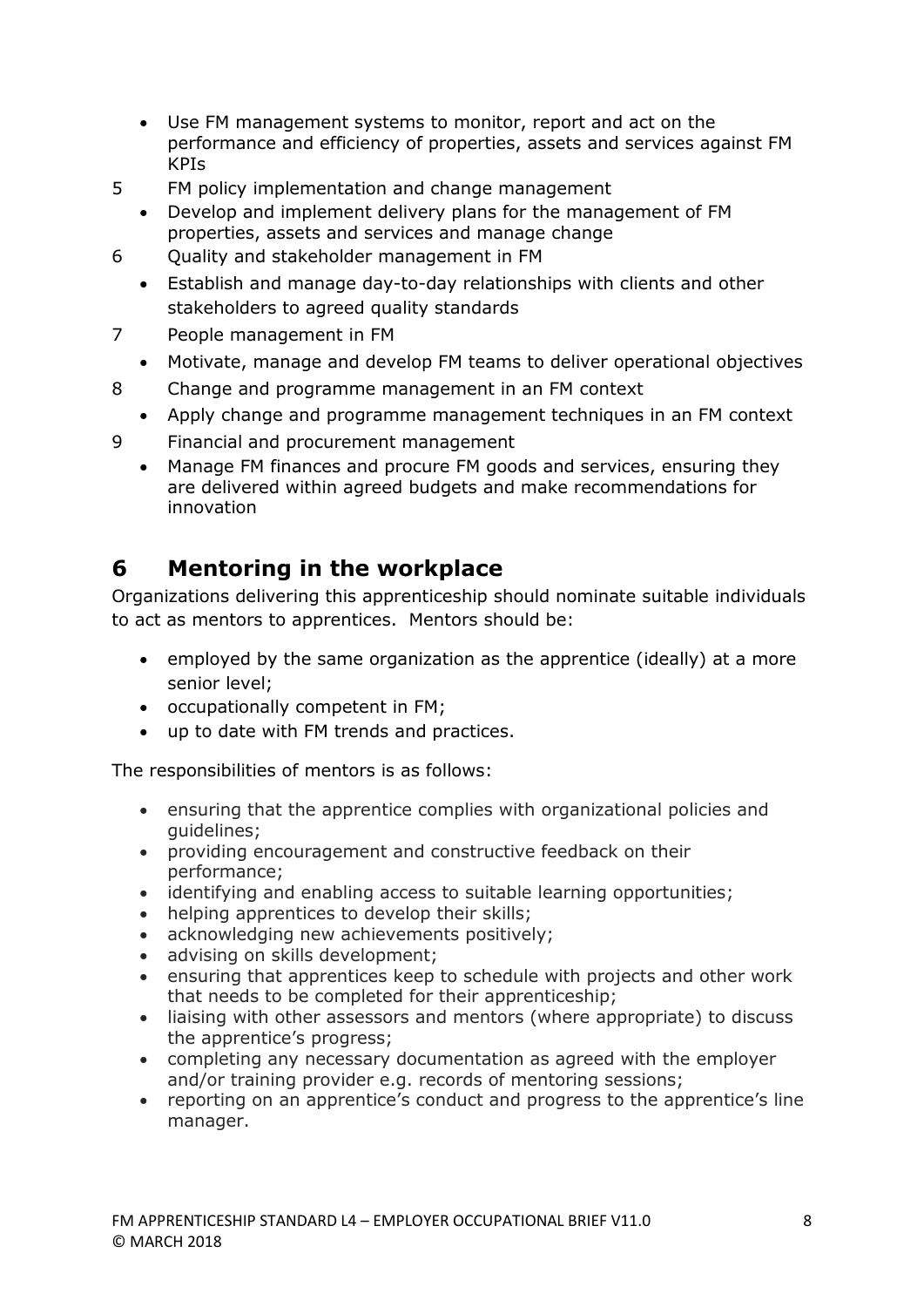- Use FM management systems to monitor, report and act on the performance and efficiency of properties, assets and services against FM KPIs

5 FM policy implementation and change management

- Develop and implement delivery plans for the management of FM properties, assets and services and manage change

6 Quality and stakeholder management in FM

- Establish and manage day-to-day relationships with clients and other stakeholders to agreed quality standards

7 People management in FM

- Motivate, manage and develop FM teams to deliver operational objectives

8 Change and programme management in an FM context

- Apply change and programme management techniques in an FM context

9 Financial and procurement management

- Manage FM finances and procure FM goods and services, ensuring they are delivered within agreed budgets and make recommendations for innovation

## 6 Mentoring in the workplace

Organizations delivering this apprenticeship should nominate suitable individuals to act as mentors to apprentices. Mentors should be:

- employed by the same organization as the apprentice (ideally) at a more senior level;
- occupationally competent in FM;
- up to date with FM trends and practices.

The responsibilities of mentors is as follows:

- ensuring that the apprentice complies with organizational policies and guidelines;
- providing encouragement and constructive feedback on their performance;
- identifying and enabling access to suitable learning opportunities;
- helping apprentices to develop their skills;
- acknowledging new achievements positively;
- advising on skills development;
- ensuring that apprentices keep to schedule with projects and other work that needs to be completed for their apprenticeship;
- liaising with other assessors and mentors (where appropriate) to discuss the apprentice's progress;
- completing any necessary documentation as agreed with the employer and/or training provider e.g. records of mentoring sessions;
- reporting on an apprentice's conduct and progress to the apprentice's line manager.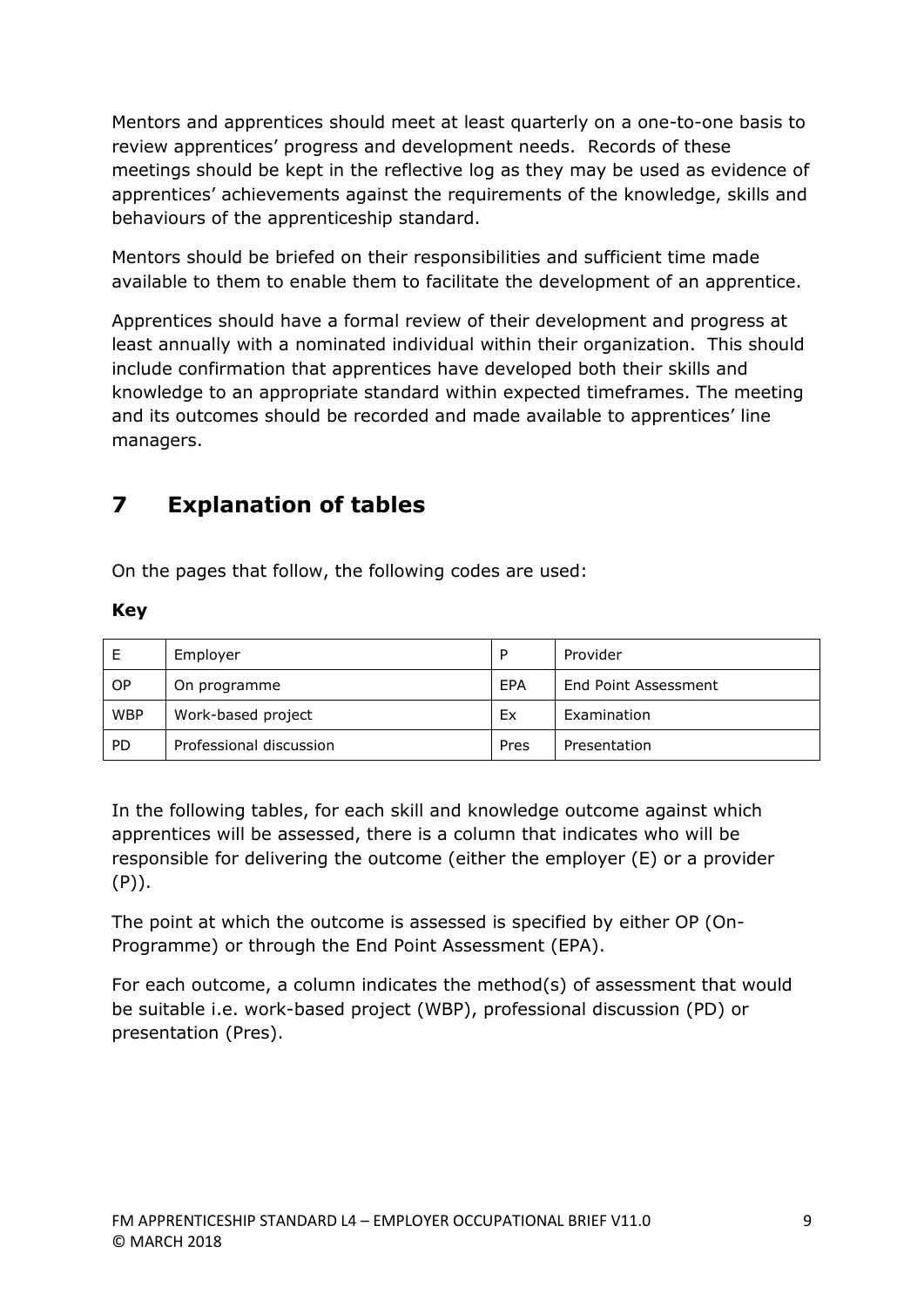Mentors and apprentices should meet at least quarterly on a one-to-one basis to review apprentices' progress and development needs. Records of these meetings should be kept in the reflective log as they may be used as evidence of apprentices' achievements against the requirements of the knowledge, skills and behaviours of the apprenticeship standard.

Mentors should be briefed on their responsibilities and sufficient time made available to them to enable them to facilitate the development of an apprentice.

Apprentices should have a formal review of their development and progress at least annually with a nominated individual within their organization. This should include confirmation that apprentices have developed both their skills and knowledge to an appropriate standard within expected timeframes. The meeting and its outcomes should be recorded and made available to apprentices' line managers.

## 7 Explanation of tables

On the pages that follow, the following codes are used:

**Key**

| | | | |
|---|---|---|---|
| E | Employer | P | Provider |
| OP | On programme | EPA | End Point Assessment |
| WBP | Work-based project | Ex | Examination |
| PD | Professional discussion | Pres | Presentation |

In the following tables, for each skill and knowledge outcome against which apprentices will be assessed, there is a column that indicates who will be responsible for delivering the outcome (either the employer (E) or a provider (P)).

The point at which the outcome is assessed is specified by either OP (On-Programme) or through the End Point Assessment (EPA).

For each outcome, a column indicates the method(s) of assessment that would be suitable i.e. work-based project (WBP), professional discussion (PD) or presentation (Pres).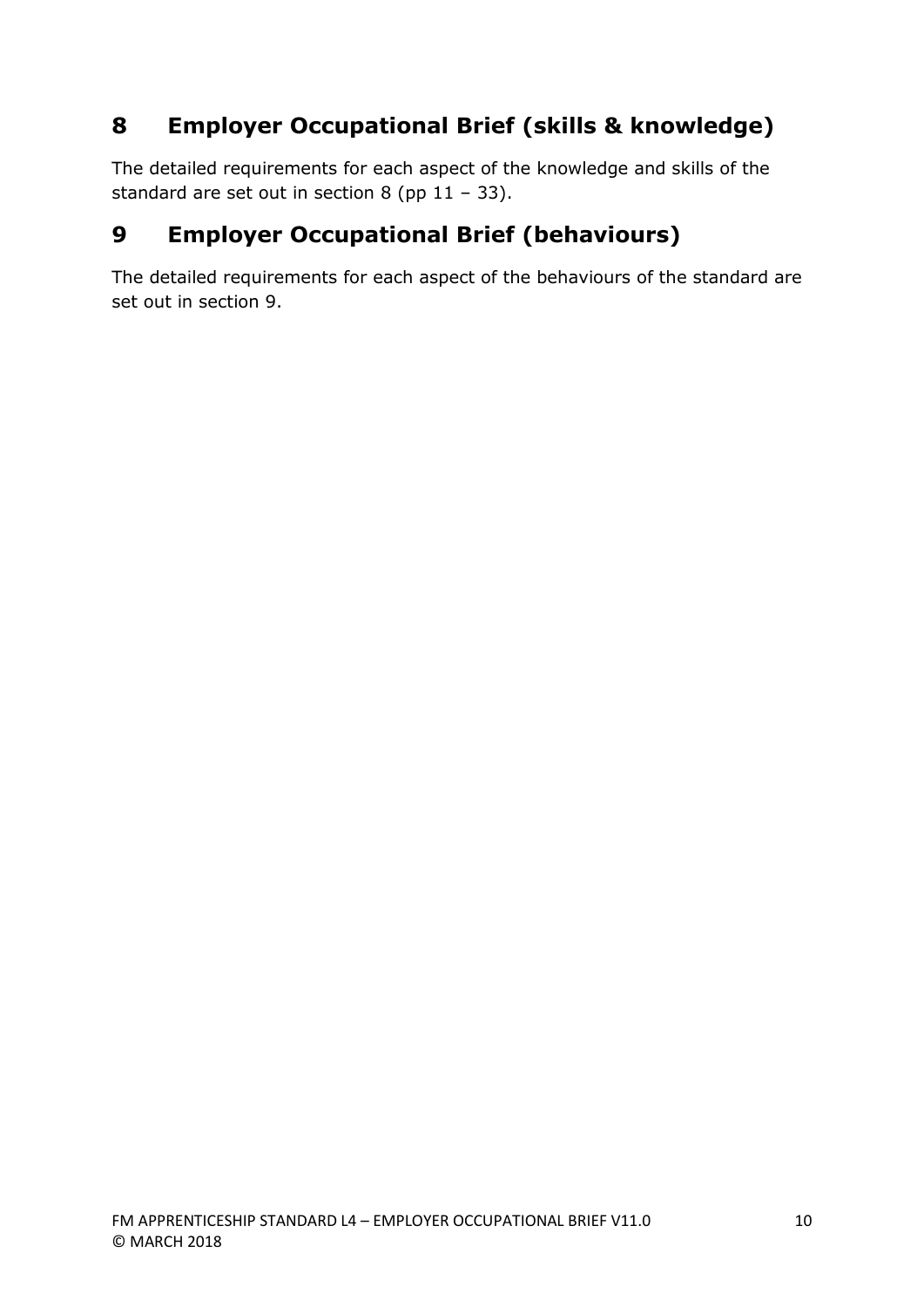## 8 Employer Occupational Brief (skills & knowledge)

The detailed requirements for each aspect of the knowledge and skills of the standard are set out in section 8 (pp 11 – 33).

## 9 Employer Occupational Brief (behaviours)

The detailed requirements for each aspect of the behaviours of the standard are set out in section 9.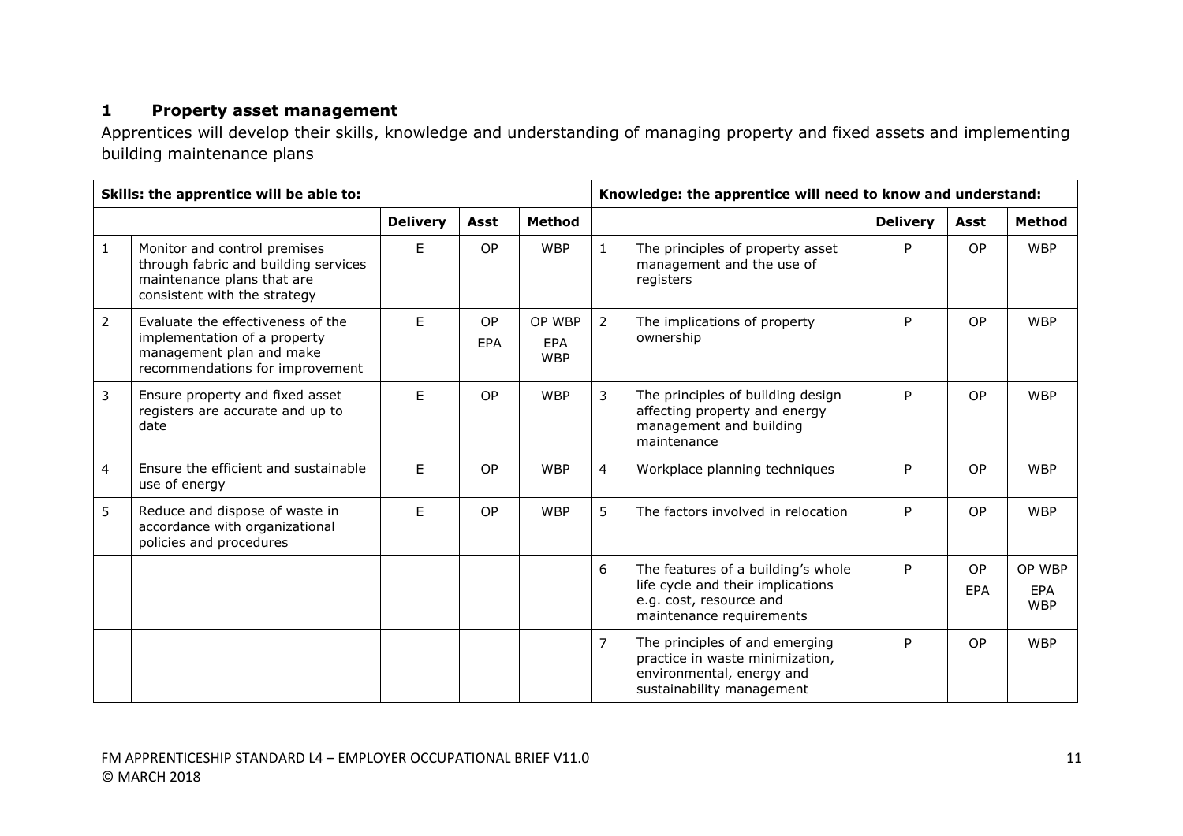## 1 Property asset management

Apprentices will develop their skills, knowledge and understanding of managing property and fixed assets and implementing building maintenance plans

| Skills: the apprentice will be able to: | | | | | Knowledge: the apprentice will need to know and understand: | | | | |
|---|---|---|---|---|---|---|---|---|---|
| | | Delivery | Asst | Method | | | Delivery | Asst | Method |
| 1 | Monitor and control premises through fabric and building services maintenance plans that are consistent with the strategy | E | OP | WBP | 1 | The principles of property asset management and the use of registers | P | OP | WBP |
| 2 | Evaluate the effectiveness of the implementation of a property management plan and make recommendations for improvement | E | OP EPA | OP WBP EPA WBP | 2 | The implications of property ownership | P | OP | WBP |
| 3 | Ensure property and fixed asset registers are accurate and up to date | E | OP | WBP | 3 | The principles of building design affecting property and energy management and building maintenance | P | OP | WBP |
| 4 | Ensure the efficient and sustainable use of energy | E | OP | WBP | 4 | Workplace planning techniques | P | OP | WBP |
| 5 | Reduce and dispose of waste in accordance with organizational policies and procedures | E | OP | WBP | 5 | The factors involved in relocation | P | OP | WBP |
| | | | | | 6 | The features of a building's whole life cycle and their implications e.g. cost, resource and maintenance requirements | P | OP EPA | OP WBP EPA WBP |
| | | | | | 7 | The principles of and emerging practice in waste minimization, environmental, energy and sustainability management | P | OP | WBP |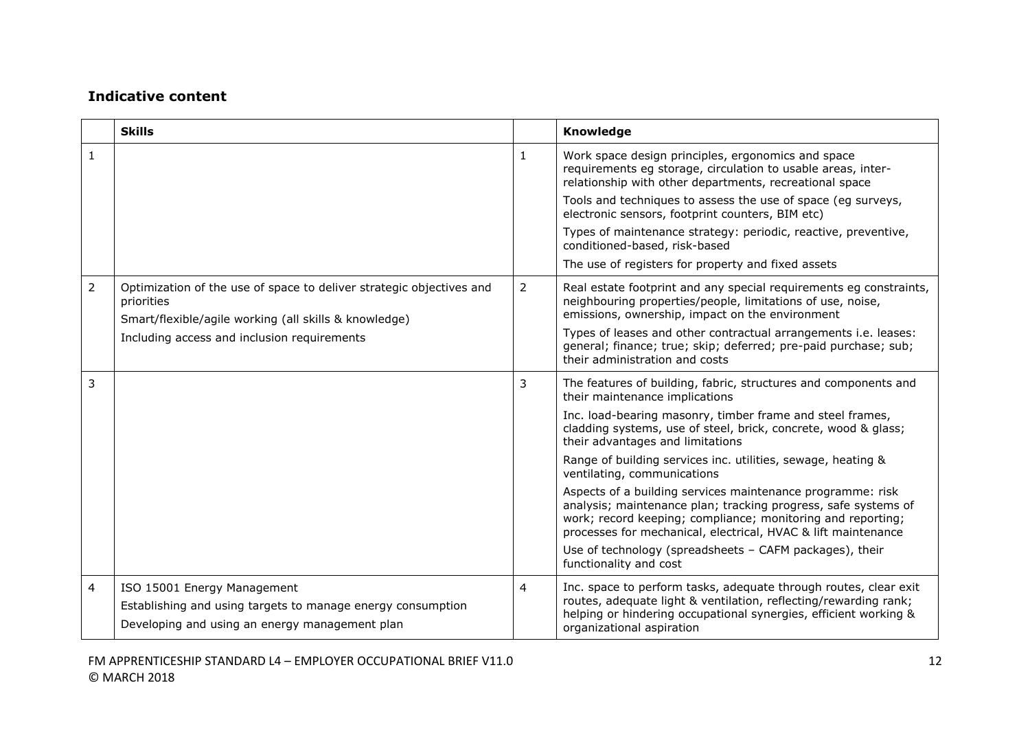### Indicative content

| | Skills | | Knowledge |
|---|---|---|---|
| 1 | | 1 | Work space design principles, ergonomics and space requirements eg storage, circulation to usable areas, inter-relationship with other departments, recreational space<br>Tools and techniques to assess the use of space (eg surveys, electronic sensors, footprint counters, BIM etc)<br>Types of maintenance strategy: periodic, reactive, preventive, conditioned-based, risk-based<br>The use of registers for property and fixed assets |
| 2 | Optimization of the use of space to deliver strategic objectives and priorities<br>Smart/flexible/agile working (all skills & knowledge)<br>Including access and inclusion requirements | 2 | Real estate footprint and any special requirements eg constraints, neighbouring properties/people, limitations of use, noise, emissions, ownership, impact on the environment<br>Types of leases and other contractual arrangements i.e. leases: general; finance; true; skip; deferred; pre-paid purchase; sub; their administration and costs |
| 3 | | 3 | The features of building, fabric, structures and components and their maintenance implications<br>Inc. load-bearing masonry, timber frame and steel frames, cladding systems, use of steel, brick, concrete, wood & glass; their advantages and limitations<br>Range of building services inc. utilities, sewage, heating & ventilating, communications<br>Aspects of a building services maintenance programme: risk analysis; maintenance plan; tracking progress, safe systems of work; record keeping; compliance; monitoring and reporting; processes for mechanical, electrical, HVAC & lift maintenance<br>Use of technology (spreadsheets – CAFM packages), their functionality and cost |
| 4 | ISO 15001 Energy Management<br>Establishing and using targets to manage energy consumption<br>Developing and using an energy management plan | 4 | Inc. space to perform tasks, adequate through routes, clear exit routes, adequate light & ventilation, reflecting/rewarding rank; helping or hindering occupational synergies, efficient working & organizational aspiration |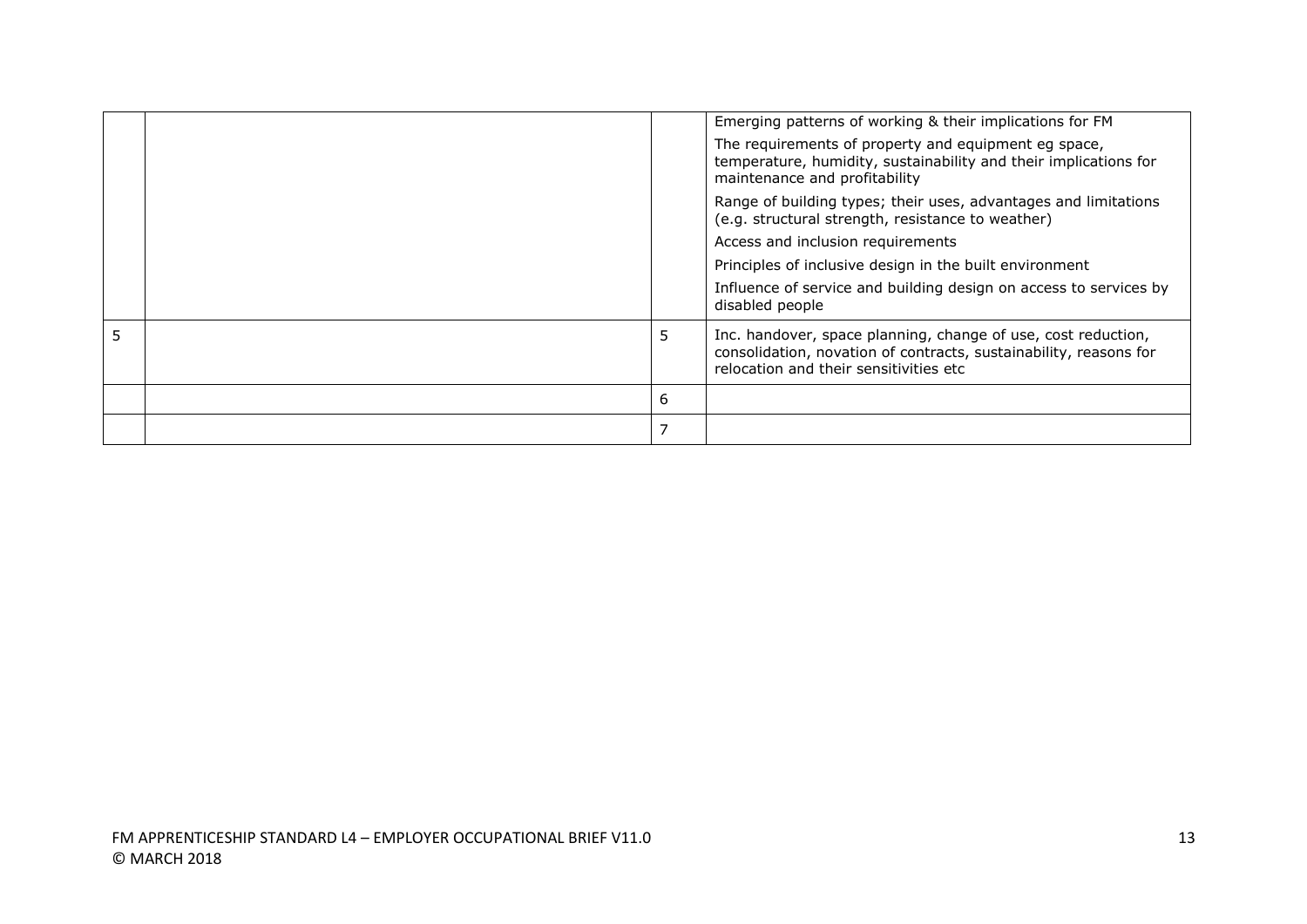|  |  |  |  |
|---|---|---|---|
|  |  |  | Emerging patterns of working & their implications for FM<br>The requirements of property and equipment eg space, temperature, humidity, sustainability and their implications for maintenance and profitability<br>Range of building types; their uses, advantages and limitations (e.g. structural strength, resistance to weather)<br>Access and inclusion requirements<br>Principles of inclusive design in the built environment<br>Influence of service and building design on access to services by disabled people |
| 5 |  | 5 | Inc. handover, space planning, change of use, cost reduction, consolidation, novation of contracts, sustainability, reasons for relocation and their sensitivities etc |
|  |  | 6 |  |
|  |  | 7 |  |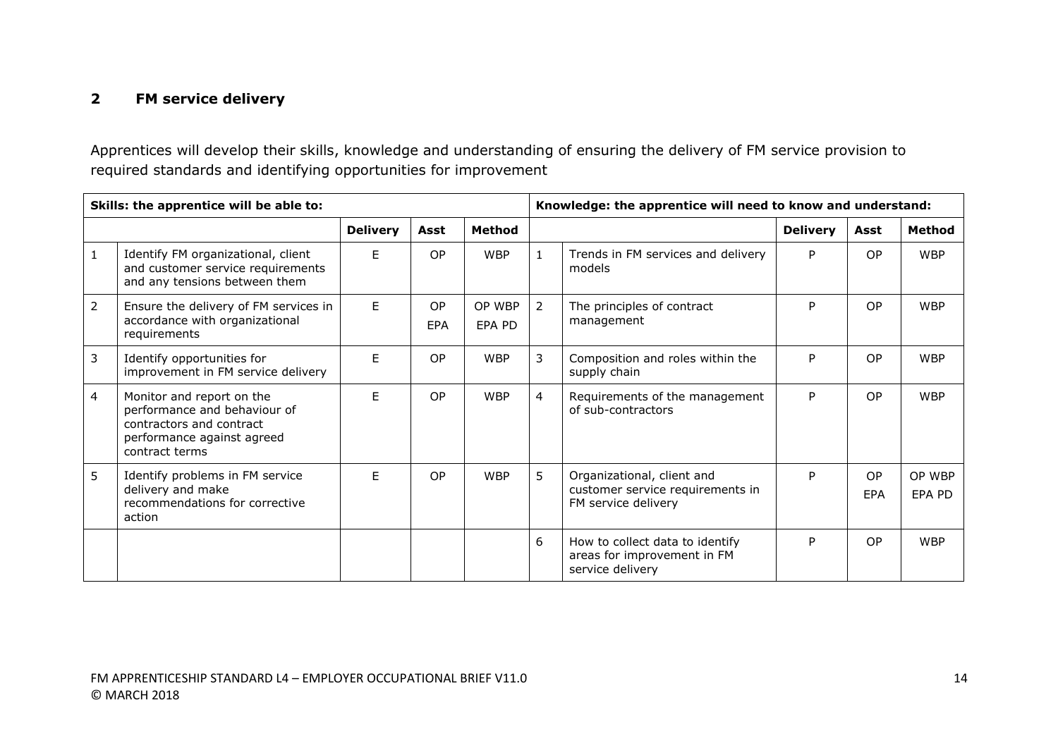## 2 FM service delivery

Apprentices will develop their skills, knowledge and understanding of ensuring the delivery of FM service provision to required standards and identifying opportunities for improvement

| Skills: the apprentice will be able to: | | | | | Knowledge: the apprentice will need to know and understand: | | | | |
|---|---|---|---|---|---|---|---|---|---|
| | | **Delivery** | **Asst** | **Method** | | | **Delivery** | **Asst** | **Method** |
| 1 | Identify FM organizational, client and customer service requirements and any tensions between them | E | OP | WBP | 1 | Trends in FM services and delivery models | P | OP | WBP |
| 2 | Ensure the delivery of FM services in accordance with organizational requirements | E | OP EPA | OP WBP EPA PD | 2 | The principles of contract management | P | OP | WBP |
| 3 | Identify opportunities for improvement in FM service delivery | E | OP | WBP | 3 | Composition and roles within the supply chain | P | OP | WBP |
| 4 | Monitor and report on the performance and behaviour of contractors and contract performance against agreed contract terms | E | OP | WBP | 4 | Requirements of the management of sub-contractors | P | OP | WBP |
| 5 | Identify problems in FM service delivery and make recommendations for corrective action | E | OP | WBP | 5 | Organizational, client and customer service requirements in FM service delivery | P | OP EPA | OP WBP EPA PD |
| | | | | | 6 | How to collect data to identify areas for improvement in FM service delivery | P | OP | WBP |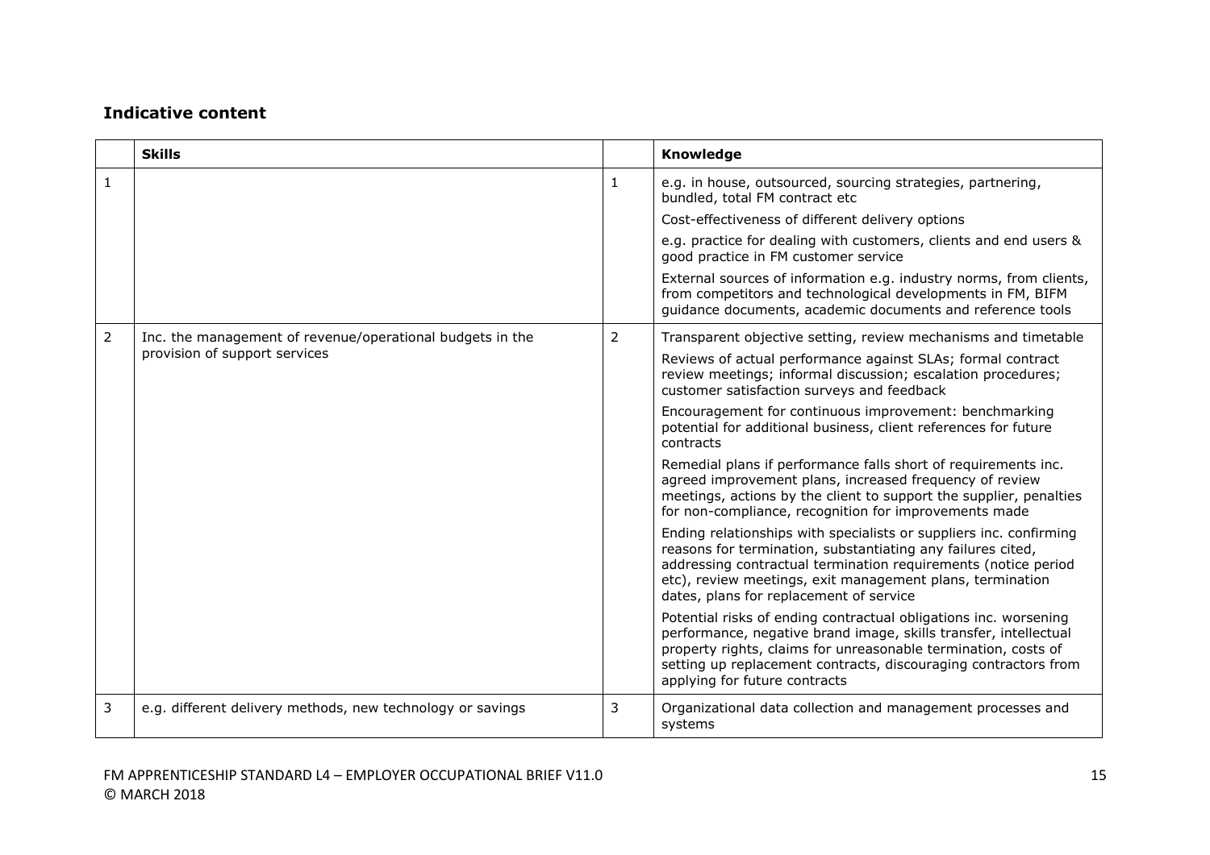### Indicative content

| | Skills | | Knowledge |
|---|---|---|---|
| 1 | | 1 | e.g. in house, outsourced, sourcing strategies, partnering, bundled, total FM contract etc<br><br>Cost-effectiveness of different delivery options<br><br>e.g. practice for dealing with customers, clients and end users & good practice in FM customer service<br><br>External sources of information e.g. industry norms, from clients, from competitors and technological developments in FM, BIFM guidance documents, academic documents and reference tools |
| 2 | Inc. the management of revenue/operational budgets in the provision of support services | 2 | Transparent objective setting, review mechanisms and timetable<br><br>Reviews of actual performance against SLAs; formal contract review meetings; informal discussion; escalation procedures; customer satisfaction surveys and feedback<br><br>Encouragement for continuous improvement: benchmarking potential for additional business, client references for future contracts<br><br>Remedial plans if performance falls short of requirements inc. agreed improvement plans, increased frequency of review meetings, actions by the client to support the supplier, penalties for non-compliance, recognition for improvements made<br><br>Ending relationships with specialists or suppliers inc. confirming reasons for termination, substantiating any failures cited, addressing contractual termination requirements (notice period etc), review meetings, exit management plans, termination dates, plans for replacement of service<br><br>Potential risks of ending contractual obligations inc. worsening performance, negative brand image, skills transfer, intellectual property rights, claims for unreasonable termination, costs of setting up replacement contracts, discouraging contractors from applying for future contracts |
| 3 | e.g. different delivery methods, new technology or savings | 3 | Organizational data collection and management processes and systems |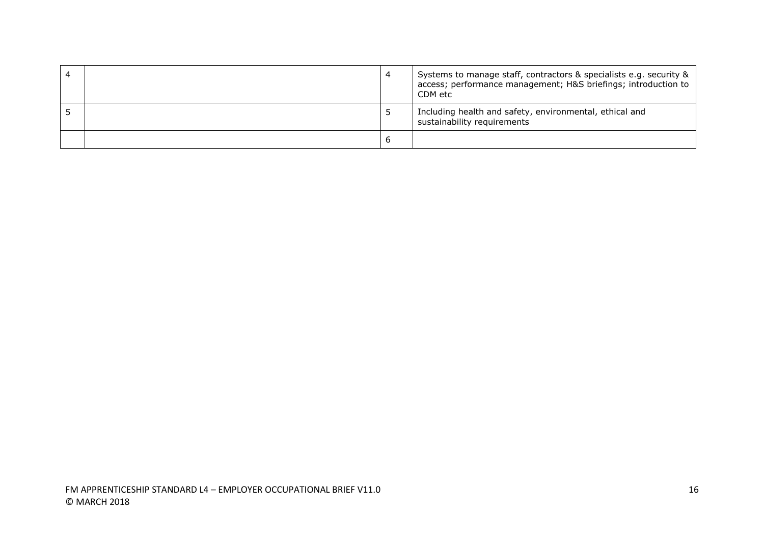| | | | |
|---|---|---|---|
| 4 | | 4 | Systems to manage staff, contractors & specialists e.g. security & access; performance management; H&S briefings; introduction to CDM etc |
| 5 | | 5 | Including health and safety, environmental, ethical and sustainability requirements |
| | | 6 | |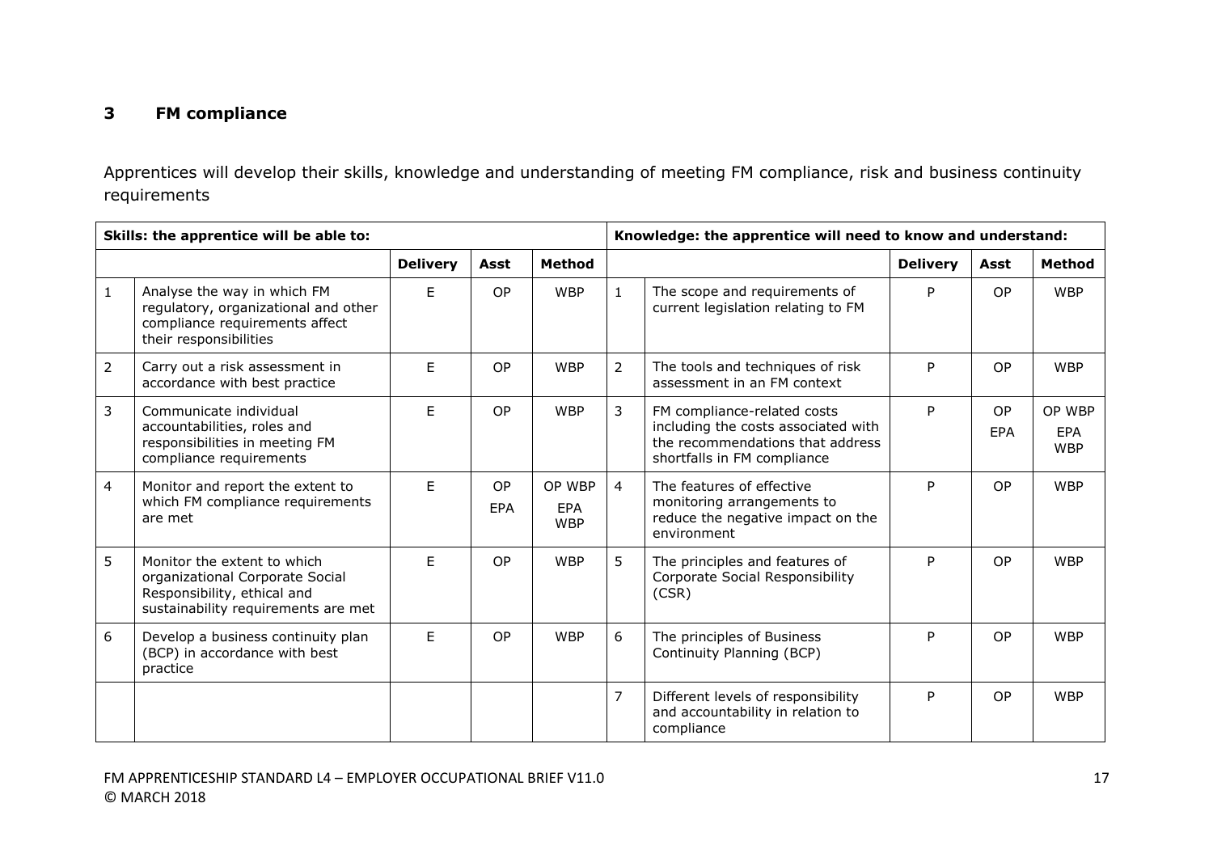## 3 FM compliance

Apprentices will develop their skills, knowledge and understanding of meeting FM compliance, risk and business continuity requirements

| Skills: the apprentice will be able to: | | | | | Knowledge: the apprentice will need to know and understand: | | | | |
|---|---|---|---|---|---|---|---|---|---|
| | | Delivery | Asst | Method | | | Delivery | Asst | Method |
| 1 | Analyse the way in which FM regulatory, organizational and other compliance requirements affect their responsibilities | E | OP | WBP | 1 | The scope and requirements of current legislation relating to FM | P | OP | WBP |
| 2 | Carry out a risk assessment in accordance with best practice | E | OP | WBP | 2 | The tools and techniques of risk assessment in an FM context | P | OP | WBP |
| 3 | Communicate individual accountabilities, roles and responsibilities in meeting FM compliance requirements | E | OP | WBP | 3 | FM compliance-related costs including the costs associated with the recommendations that address shortfalls in FM compliance | P | OP EPA | OP WBP EPA WBP |
| 4 | Monitor and report the extent to which FM compliance requirements are met | E | OP EPA | OP WBP EPA WBP | 4 | The features of effective monitoring arrangements to reduce the negative impact on the environment | P | OP | WBP |
| 5 | Monitor the extent to which organizational Corporate Social Responsibility, ethical and sustainability requirements are met | E | OP | WBP | 5 | The principles and features of Corporate Social Responsibility (CSR) | P | OP | WBP |
| 6 | Develop a business continuity plan (BCP) in accordance with best practice | E | OP | WBP | 6 | The principles of Business Continuity Planning (BCP) | P | OP | WBP |
| | | | | | 7 | Different levels of responsibility and accountability in relation to compliance | P | OP | WBP |

FM APPRENTICESHIP STANDARD L4 – EMPLOYER OCCUPATIONAL BRIEF V11.0
© MARCH 2018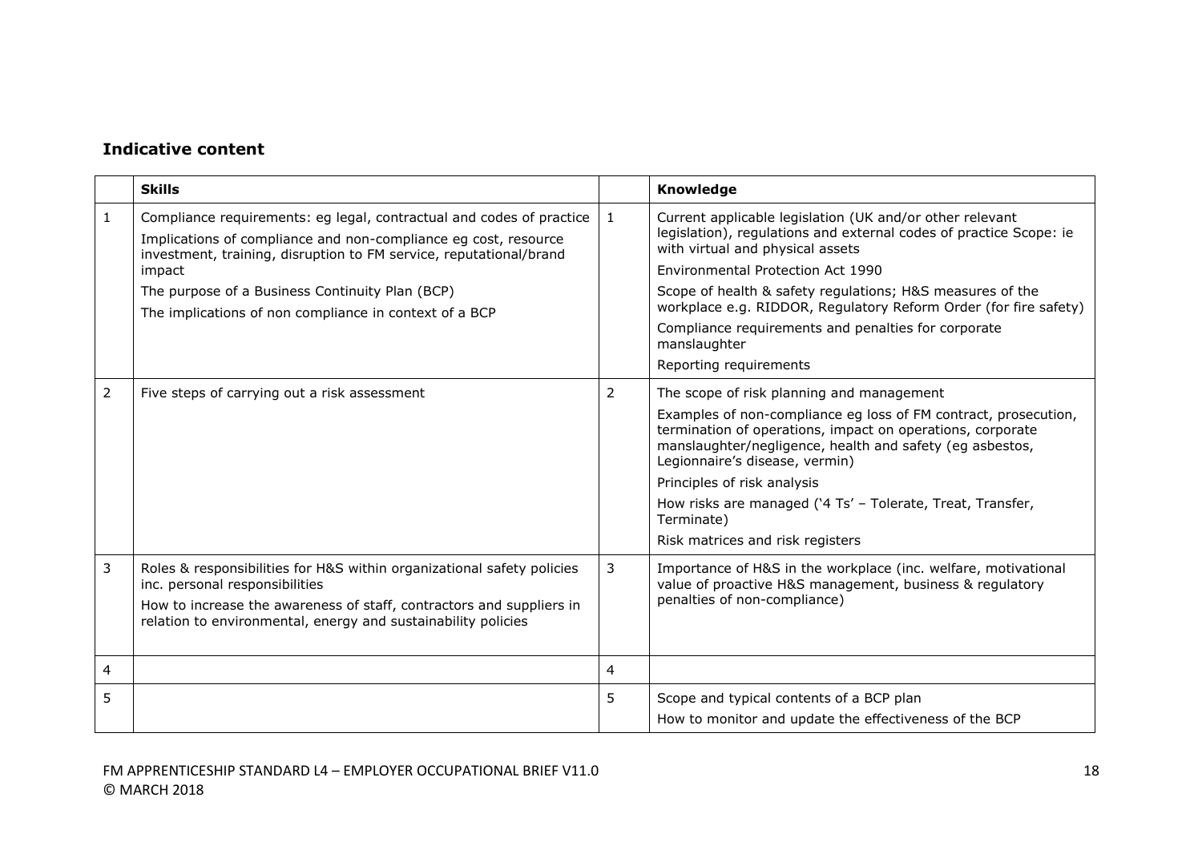### Indicative content

| | Skills | | Knowledge |
|---|---|---|---|
| 1 | Compliance requirements: eg legal, contractual and codes of practice<br>Implications of compliance and non-compliance eg cost, resource investment, training, disruption to FM service, reputational/brand impact<br>The purpose of a Business Continuity Plan (BCP)<br>The implications of non compliance in context of a BCP | 1 | Current applicable legislation (UK and/or other relevant legislation), regulations and external codes of practice Scope: ie with virtual and physical assets<br>Environmental Protection Act 1990<br>Scope of health & safety regulations; H&S measures of the workplace e.g. RIDDOR, Regulatory Reform Order (for fire safety)<br>Compliance requirements and penalties for corporate manslaughter<br>Reporting requirements |
| 2 | Five steps of carrying out a risk assessment | 2 | The scope of risk planning and management<br>Examples of non-compliance eg loss of FM contract, prosecution, termination of operations, impact on operations, corporate manslaughter/negligence, health and safety (eg asbestos, Legionnaire's disease, vermin)<br>Principles of risk analysis<br>How risks are managed ('4 Ts' – Tolerate, Treat, Transfer, Terminate)<br>Risk matrices and risk registers |
| 3 | Roles & responsibilities for H&S within organizational safety policies inc. personal responsibilities<br>How to increase the awareness of staff, contractors and suppliers in relation to environmental, energy and sustainability policies | 3 | Importance of H&S in the workplace (inc. welfare, motivational value of proactive H&S management, business & regulatory penalties of non-compliance) |
| 4 | | 4 | |
| 5 | | 5 | Scope and typical contents of a BCP plan<br>How to monitor and update the effectiveness of the BCP |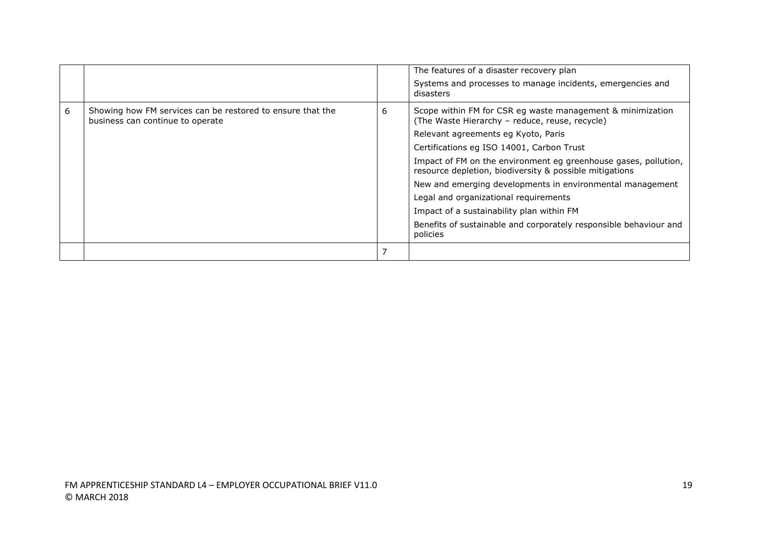| | | | |
|---|---|---|---|
| | | | The features of a disaster recovery plan<br>Systems and processes to manage incidents, emergencies and disasters |
| 6 | Showing how FM services can be restored to ensure that the business can continue to operate | 6 | Scope within FM for CSR eg waste management & minimization (The Waste Hierarchy – reduce, reuse, recycle)<br>Relevant agreements eg Kyoto, Paris<br>Certifications eg ISO 14001, Carbon Trust<br>Impact of FM on the environment eg greenhouse gases, pollution, resource depletion, biodiversity & possible mitigations<br>New and emerging developments in environmental management<br>Legal and organizational requirements<br>Impact of a sustainability plan within FM<br>Benefits of sustainable and corporately responsible behaviour and policies |
| | | 7 | |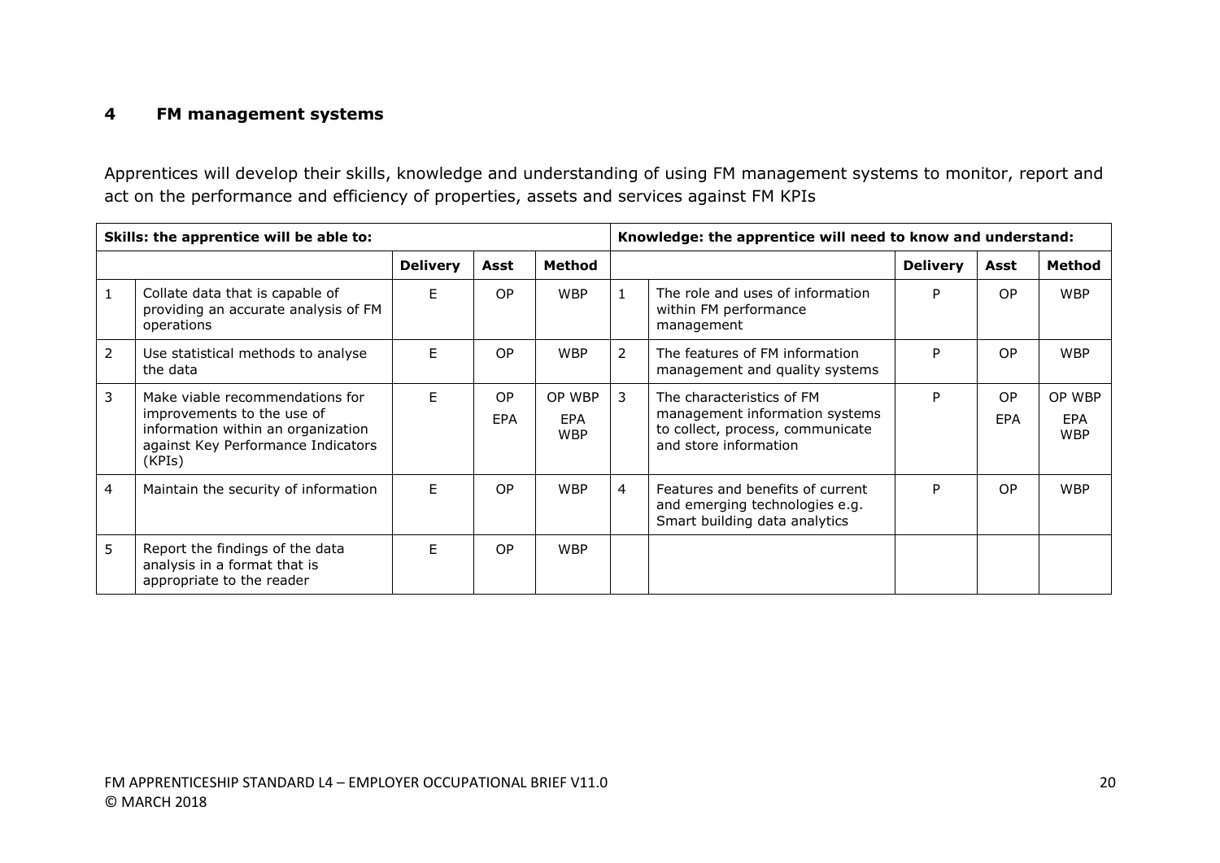## 4 FM management systems

Apprentices will develop their skills, knowledge and understanding of using FM management systems to monitor, report and act on the performance and efficiency of properties, assets and services against FM KPIs

| Skills: the apprentice will be able to: | | | | | Knowledge: the apprentice will need to know and understand: | | | | |
|---|---|---|---|---|---|---|---|---|---|
| | | Delivery | Asst | Method | | | Delivery | Asst | Method |
| 1 | Collate data that is capable of providing an accurate analysis of FM operations | E | OP | WBP | 1 | The role and uses of information within FM performance management | P | OP | WBP |
| 2 | Use statistical methods to analyse the data | E | OP | WBP | 2 | The features of FM information management and quality systems | P | OP | WBP |
| 3 | Make viable recommendations for improvements to the use of information within an organization against Key Performance Indicators (KPIs) | E | OP EPA | OP WBP EPA WBP | 3 | The characteristics of FM management information systems to collect, process, communicate and store information | P | OP EPA | OP WBP EPA WBP |
| 4 | Maintain the security of information | E | OP | WBP | 4 | Features and benefits of current and emerging technologies e.g. Smart building data analytics | P | OP | WBP |
| 5 | Report the findings of the data analysis in a format that is appropriate to the reader | E | OP | WBP | | | | | |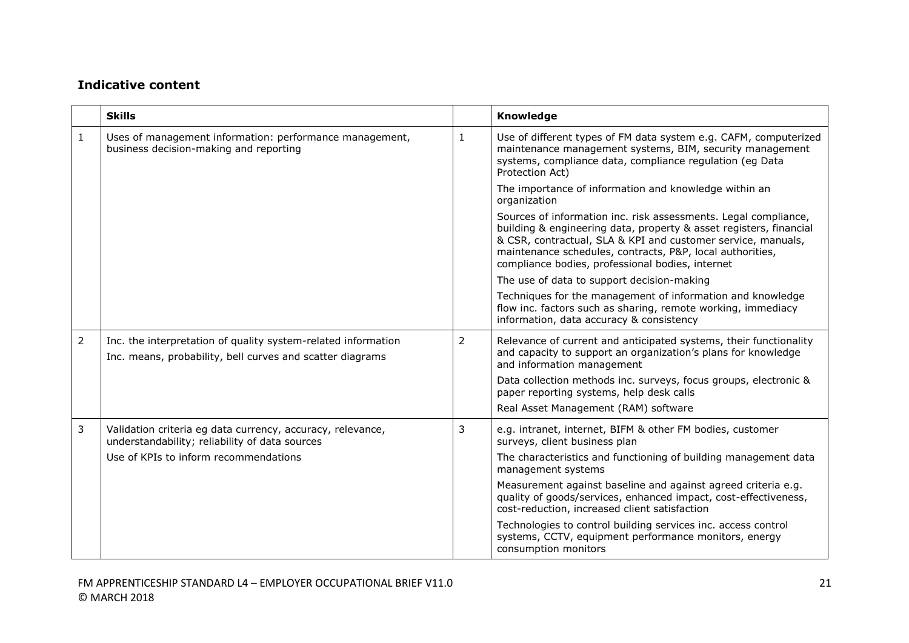### Indicative content

| | Skills | | Knowledge |
|---|---|---|---|
| 1 | Uses of management information: performance management, business decision-making and reporting | 1 | Use of different types of FM data system e.g. CAFM, computerized maintenance management systems, BIM, security management systems, compliance data, compliance regulation (eg Data Protection Act)<br><br>The importance of information and knowledge within an organization<br><br>Sources of information inc. risk assessments. Legal compliance, building & engineering data, property & asset registers, financial & CSR, contractual, SLA & KPI and customer service, manuals, maintenance schedules, contracts, P&P, local authorities, compliance bodies, professional bodies, internet<br><br>The use of data to support decision-making<br><br>Techniques for the management of information and knowledge flow inc. factors such as sharing, remote working, immediacy information, data accuracy & consistency |
| 2 | Inc. the interpretation of quality system-related information<br><br>Inc. means, probability, bell curves and scatter diagrams | 2 | Relevance of current and anticipated systems, their functionality and capacity to support an organization's plans for knowledge and information management<br><br>Data collection methods inc. surveys, focus groups, electronic & paper reporting systems, help desk calls<br><br>Real Asset Management (RAM) software |
| 3 | Validation criteria eg data currency, accuracy, relevance, understandability; reliability of data sources<br><br>Use of KPIs to inform recommendations | 3 | e.g. intranet, internet, BIFM & other FM bodies, customer surveys, client business plan<br><br>The characteristics and functioning of building management data management systems<br><br>Measurement against baseline and against agreed criteria e.g. quality of goods/services, enhanced impact, cost-effectiveness, cost-reduction, increased client satisfaction<br><br>Technologies to control building services inc. access control systems, CCTV, equipment performance monitors, energy consumption monitors |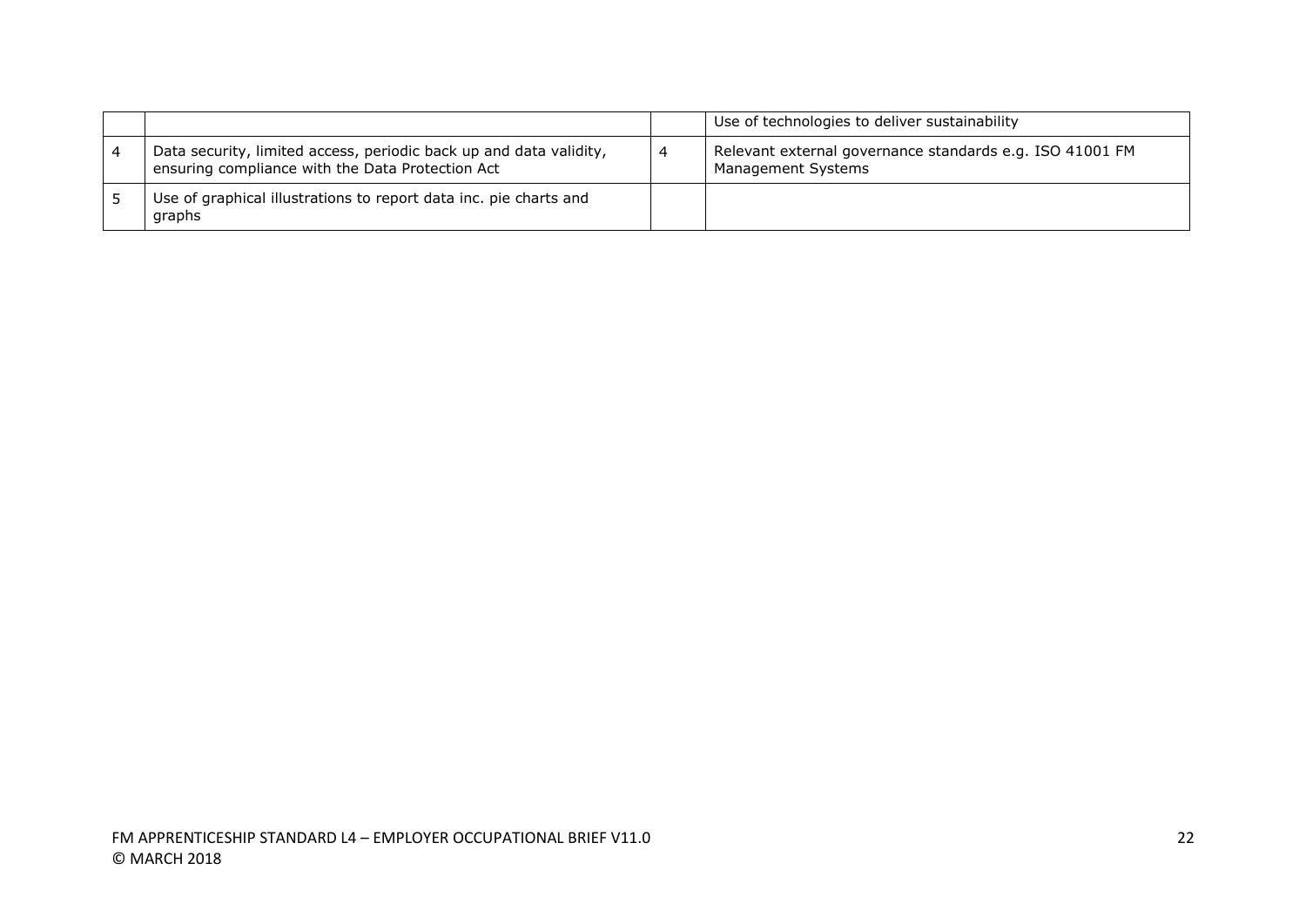| | | | |
|---|---|---|---|
| | | | Use of technologies to deliver sustainability |
| 4 | Data security, limited access, periodic back up and data validity, ensuring compliance with the Data Protection Act | 4 | Relevant external governance standards e.g. ISO 41001 FM Management Systems |
| 5 | Use of graphical illustrations to report data inc. pie charts and graphs | | |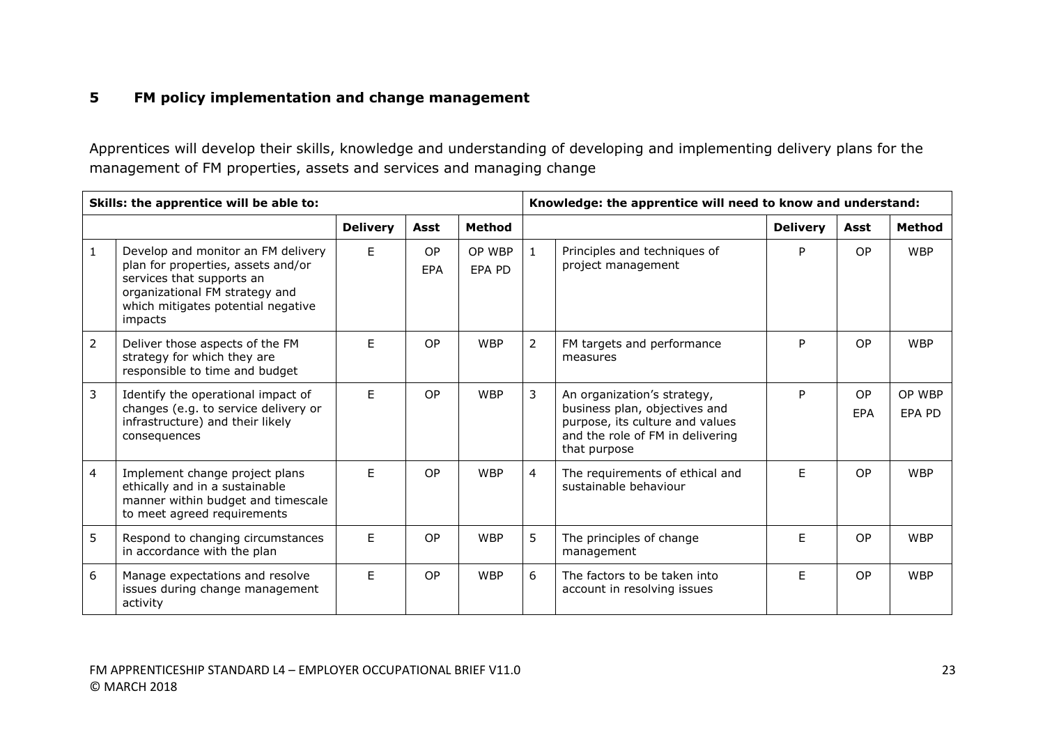## 5 FM policy implementation and change management

Apprentices will develop their skills, knowledge and understanding of developing and implementing delivery plans for the management of FM properties, assets and services and managing change

| Skills: the apprentice will be able to: | | | | | Knowledge: the apprentice will need to know and understand: | | | | |
|---|---|---|---|---|---|---|---|---|---|
| | | Delivery | Asst | Method | | | Delivery | Asst | Method |
| 1 | Develop and monitor an FM delivery plan for properties, assets and/or services that supports an organizational FM strategy and which mitigates potential negative impacts | E | OP EPA | OP WBP EPA PD | 1 | Principles and techniques of project management | P | OP | WBP |
| 2 | Deliver those aspects of the FM strategy for which they are responsible to time and budget | E | OP | WBP | 2 | FM targets and performance measures | P | OP | WBP |
| 3 | Identify the operational impact of changes (e.g. to service delivery or infrastructure) and their likely consequences | E | OP | WBP | 3 | An organization's strategy, business plan, objectives and purpose, its culture and values and the role of FM in delivering that purpose | P | OP EPA | OP WBP EPA PD |
| 4 | Implement change project plans ethically and in a sustainable manner within budget and timescale to meet agreed requirements | E | OP | WBP | 4 | The requirements of ethical and sustainable behaviour | E | OP | WBP |
| 5 | Respond to changing circumstances in accordance with the plan | E | OP | WBP | 5 | The principles of change management | E | OP | WBP |
| 6 | Manage expectations and resolve issues during change management activity | E | OP | WBP | 6 | The factors to be taken into account in resolving issues | E | OP | WBP |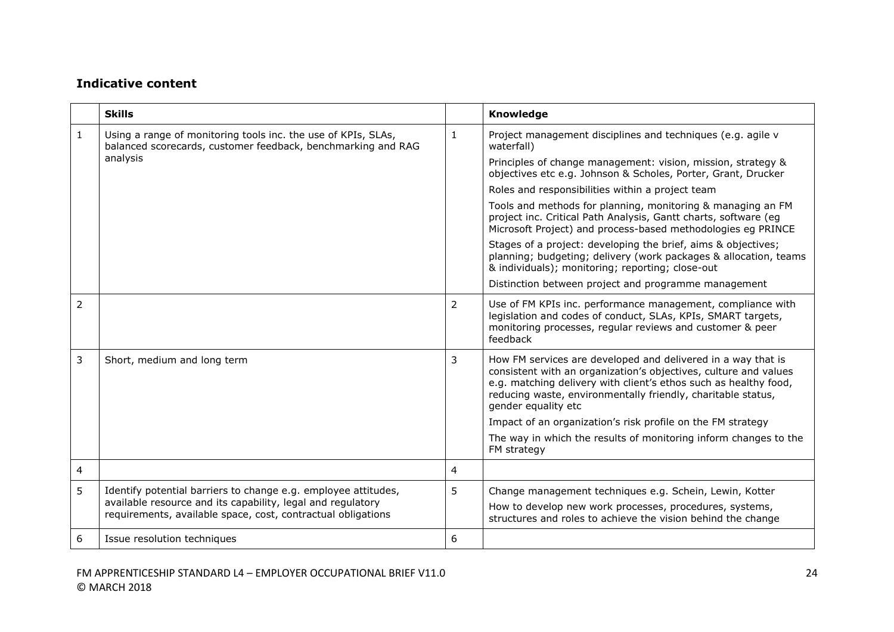### Indicative content

| | Skills | | Knowledge |
|---|---|---|---|
| 1 | Using a range of monitoring tools inc. the use of KPIs, SLAs, balanced scorecards, customer feedback, benchmarking and RAG analysis | 1 | Project management disciplines and techniques (e.g. agile v waterfall)<br>Principles of change management: vision, mission, strategy & objectives etc e.g. Johnson & Scholes, Porter, Grant, Drucker<br>Roles and responsibilities within a project team<br>Tools and methods for planning, monitoring & managing an FM project inc. Critical Path Analysis, Gantt charts, software (eg Microsoft Project) and process-based methodologies eg PRINCE<br>Stages of a project: developing the brief, aims & objectives; planning; budgeting; delivery (work packages & allocation, teams & individuals); monitoring; reporting; close-out<br>Distinction between project and programme management |
| 2 | | 2 | Use of FM KPIs inc. performance management, compliance with legislation and codes of conduct, SLAs, KPIs, SMART targets, monitoring processes, regular reviews and customer & peer feedback |
| 3 | Short, medium and long term | 3 | How FM services are developed and delivered in a way that is consistent with an organization's objectives, culture and values e.g. matching delivery with client's ethos such as healthy food, reducing waste, environmentally friendly, charitable status, gender equality etc<br>Impact of an organization's risk profile on the FM strategy<br>The way in which the results of monitoring inform changes to the FM strategy |
| 4 | | 4 | |
| 5 | Identify potential barriers to change e.g. employee attitudes, available resource and its capability, legal and regulatory requirements, available space, cost, contractual obligations | 5 | Change management techniques e.g. Schein, Lewin, Kotter<br>How to develop new work processes, procedures, systems, structures and roles to achieve the vision behind the change |
| 6 | Issue resolution techniques | 6 | |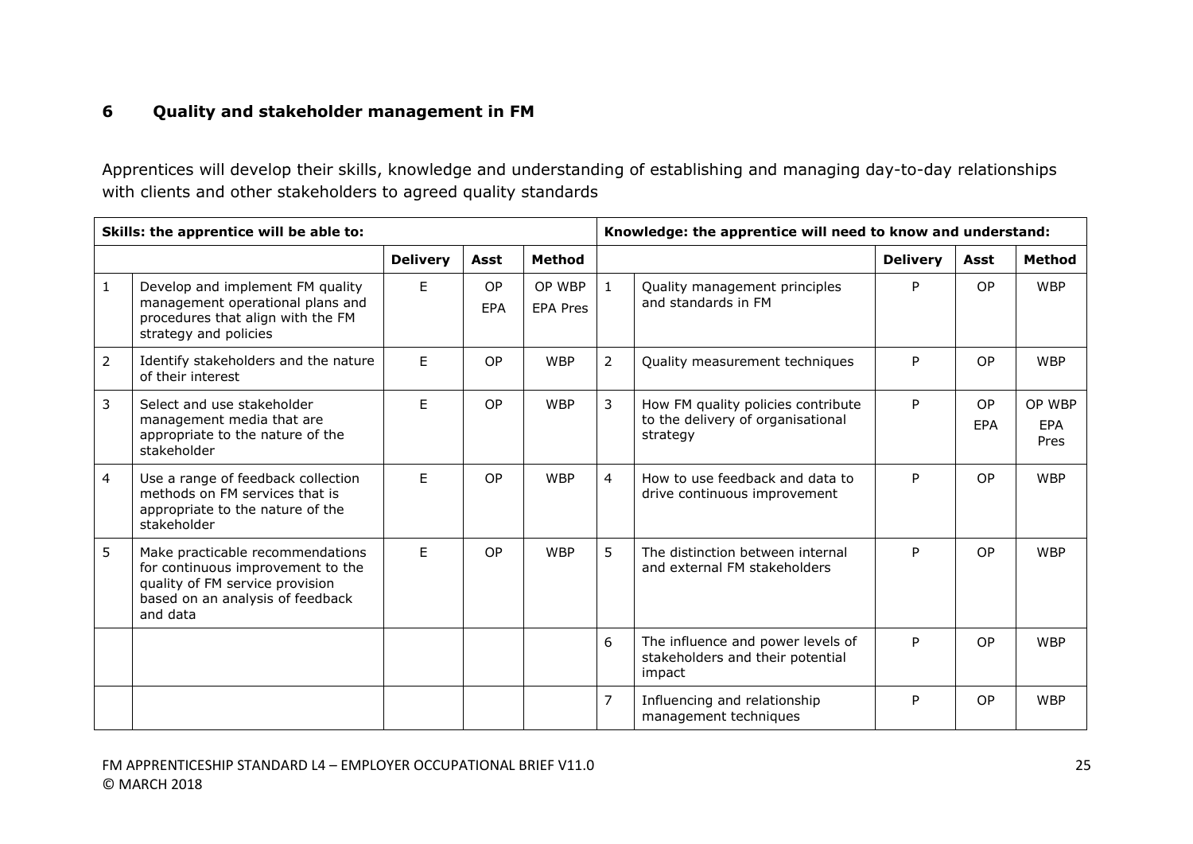## 6 Quality and stakeholder management in FM

Apprentices will develop their skills, knowledge and understanding of establishing and managing day-to-day relationships with clients and other stakeholders to agreed quality standards

| Skills: the apprentice will be able to: | | | | | Knowledge: the apprentice will need to know and understand: | | | | |
|---|---|---|---|---|---|---|---|---|---|
| | | Delivery | Asst | Method | | | Delivery | Asst | Method |
| 1 | Develop and implement FM quality management operational plans and procedures that align with the FM strategy and policies | E | OP EPA | OP WBP EPA Pres | 1 | Quality management principles and standards in FM | P | OP | WBP |
| 2 | Identify stakeholders and the nature of their interest | E | OP | WBP | 2 | Quality measurement techniques | P | OP | WBP |
| 3 | Select and use stakeholder management media that are appropriate to the nature of the stakeholder | E | OP | WBP | 3 | How FM quality policies contribute to the delivery of organisational strategy | P | OP EPA | OP WBP EPA Pres |
| 4 | Use a range of feedback collection methods on FM services that is appropriate to the nature of the stakeholder | E | OP | WBP | 4 | How to use feedback and data to drive continuous improvement | P | OP | WBP |
| 5 | Make practicable recommendations for continuous improvement to the quality of FM service provision based on an analysis of feedback and data | E | OP | WBP | 5 | The distinction between internal and external FM stakeholders | P | OP | WBP |
| | | | | | 6 | The influence and power levels of stakeholders and their potential impact | P | OP | WBP |
| | | | | | 7 | Influencing and relationship management techniques | P | OP | WBP |

FM APPRENTICESHIP STANDARD L4 – EMPLOYER OCCUPATIONAL BRIEF V11.0
© MARCH 2018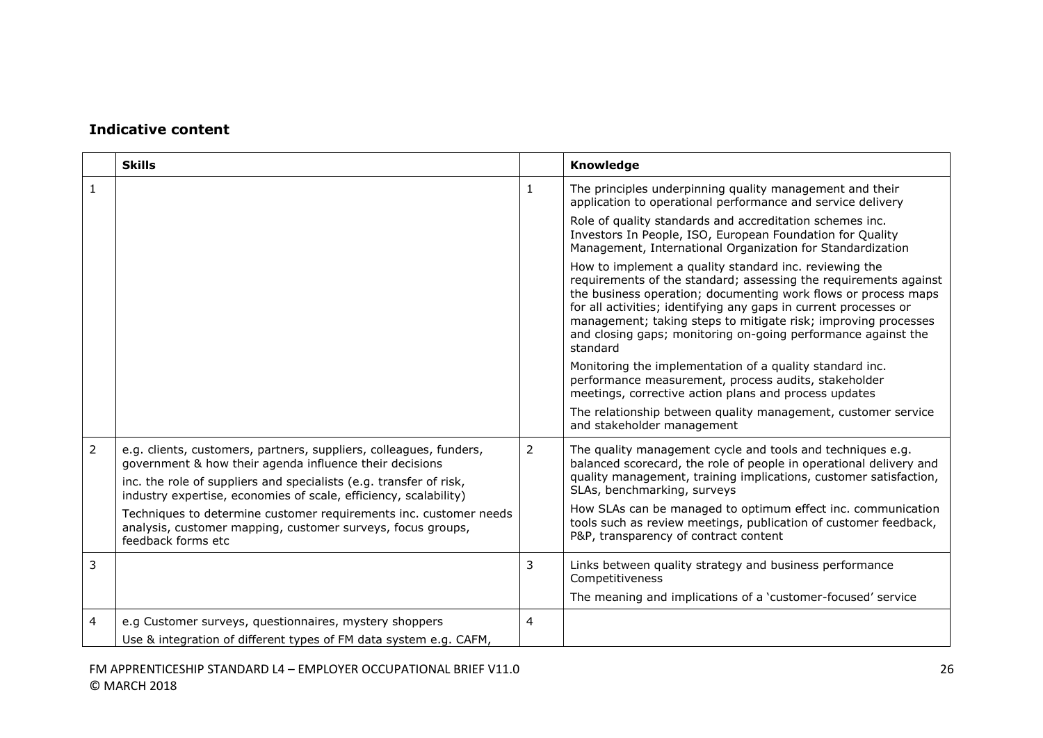### Indicative content

| | Skills | | Knowledge |
|---|---|---|---|
| 1 | | 1 | The principles underpinning quality management and their application to operational performance and service delivery<br><br>Role of quality standards and accreditation schemes inc. Investors In People, ISO, European Foundation for Quality Management, International Organization for Standardization<br><br>How to implement a quality standard inc. reviewing the requirements of the standard; assessing the requirements against the business operation; documenting work flows or process maps for all activities; identifying any gaps in current processes or management; taking steps to mitigate risk; improving processes and closing gaps; monitoring on-going performance against the standard<br><br>Monitoring the implementation of a quality standard inc. performance measurement, process audits, stakeholder meetings, corrective action plans and process updates<br><br>The relationship between quality management, customer service and stakeholder management |
| 2 | e.g. clients, customers, partners, suppliers, colleagues, funders, government & how their agenda influence their decisions<br><br>inc. the role of suppliers and specialists (e.g. transfer of risk, industry expertise, economies of scale, efficiency, scalability)<br><br>Techniques to determine customer requirements inc. customer needs analysis, customer mapping, customer surveys, focus groups, feedback forms etc | 2 | The quality management cycle and tools and techniques e.g. balanced scorecard, the role of people in operational delivery and quality management, training implications, customer satisfaction, SLAs, benchmarking, surveys<br><br>How SLAs can be managed to optimum effect inc. communication tools such as review meetings, publication of customer feedback, P&P, transparency of contract content |
| 3 | | 3 | Links between quality strategy and business performance Competitiveness<br><br>The meaning and implications of a 'customer-focused' service |
| 4 | e.g Customer surveys, questionnaires, mystery shoppers<br><br>Use & integration of different types of FM data system e.g. CAFM, | 4 | |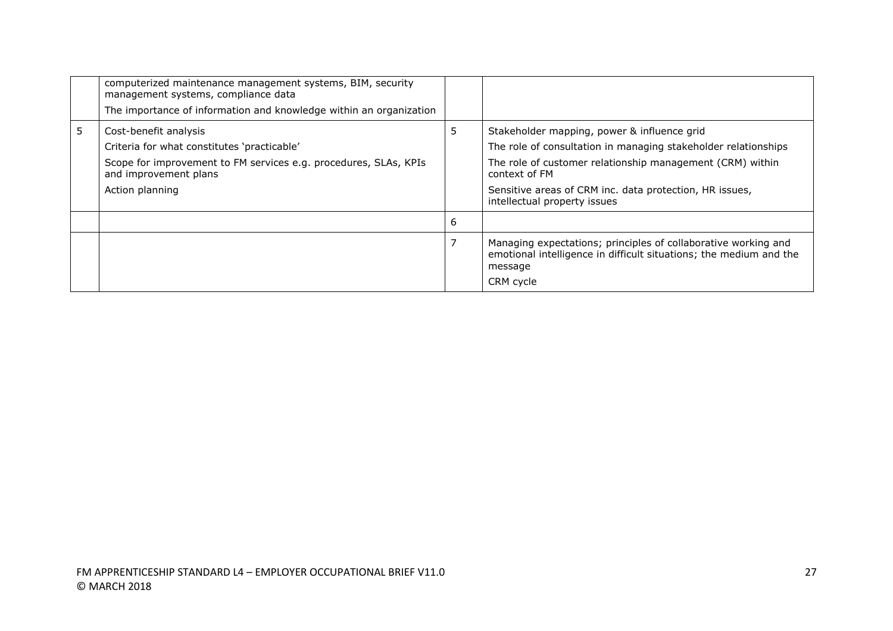| | | | |
|---|---|---|---|
| | computerized maintenance management systems, BIM, security management systems, compliance data<br><br>The importance of information and knowledge within an organization | | |
| 5 | Cost-benefit analysis<br><br>Criteria for what constitutes 'practicable'<br><br>Scope for improvement to FM services e.g. procedures, SLAs, KPIs and improvement plans<br><br>Action planning | 5 | Stakeholder mapping, power & influence grid<br><br>The role of consultation in managing stakeholder relationships<br><br>The role of customer relationship management (CRM) within context of FM<br><br>Sensitive areas of CRM inc. data protection, HR issues, intellectual property issues |
| | | 6 | |
| | | 7 | Managing expectations; principles of collaborative working and emotional intelligence in difficult situations; the medium and the message<br><br>CRM cycle |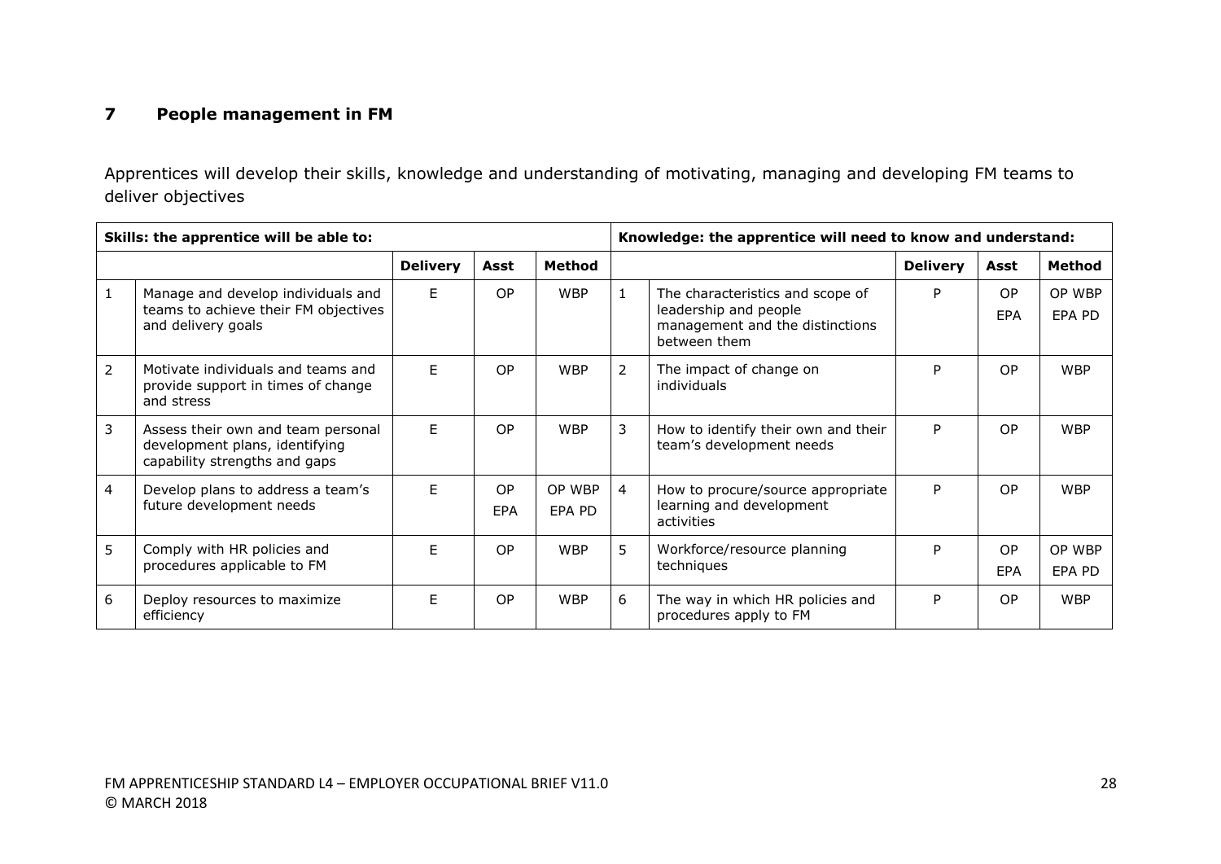## 7 People management in FM

Apprentices will develop their skills, knowledge and understanding of motivating, managing and developing FM teams to deliver objectives

| Skills: the apprentice will be able to: | | | | | Knowledge: the apprentice will need to know and understand: | | | | |
|---|---|---|---|---|---|---|---|---|---|
| | | Delivery | Asst | Method | | | Delivery | Asst | Method |
| 1 | Manage and develop individuals and teams to achieve their FM objectives and delivery goals | E | OP | WBP | 1 | The characteristics and scope of leadership and people management and the distinctions between them | P | OP EPA | OP WBP EPA PD |
| 2 | Motivate individuals and teams and provide support in times of change and stress | E | OP | WBP | 2 | The impact of change on individuals | P | OP | WBP |
| 3 | Assess their own and team personal development plans, identifying capability strengths and gaps | E | OP | WBP | 3 | How to identify their own and their team's development needs | P | OP | WBP |
| 4 | Develop plans to address a team's future development needs | E | OP EPA | OP WBP EPA PD | 4 | How to procure/source appropriate learning and development activities | P | OP | WBP |
| 5 | Comply with HR policies and procedures applicable to FM | E | OP | WBP | 5 | Workforce/resource planning techniques | P | OP EPA | OP WBP EPA PD |
| 6 | Deploy resources to maximize efficiency | E | OP | WBP | 6 | The way in which HR policies and procedures apply to FM | P | OP | WBP |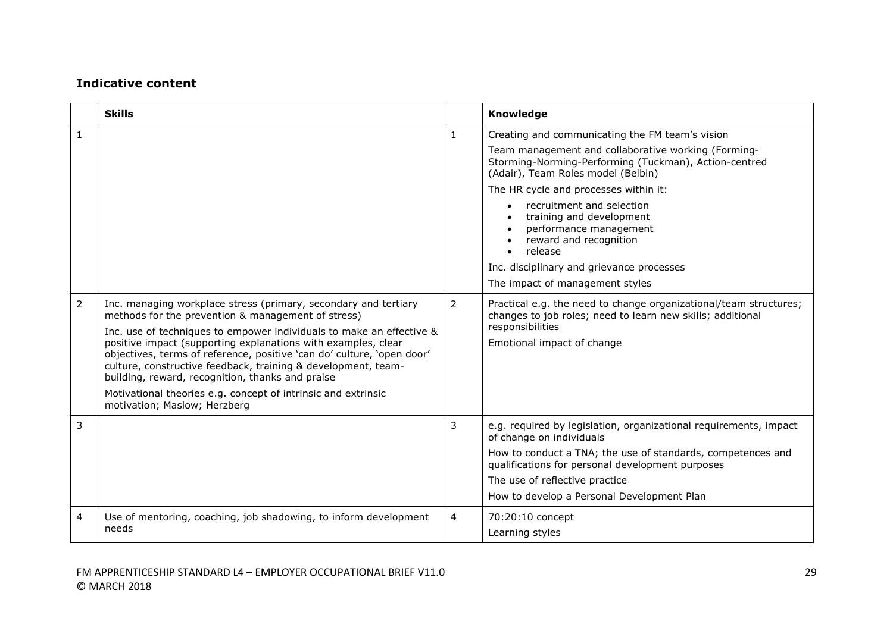### Indicative content

| | Skills | | Knowledge |
|---|---|---|---|
| 1 | | 1 | Creating and communicating the FM team's vision<br>Team management and collaborative working (Forming-Storming-Norming-Performing (Tuckman), Action-centred (Adair), Team Roles model (Belbin)<br>The HR cycle and processes within it:<br>• recruitment and selection<br>• training and development<br>• performance management<br>• reward and recognition<br>• release<br>Inc. disciplinary and grievance processes<br>The impact of management styles |
| 2 | Inc. managing workplace stress (primary, secondary and tertiary methods for the prevention & management of stress)<br>Inc. use of techniques to empower individuals to make an effective & positive impact (supporting explanations with examples, clear objectives, terms of reference, positive 'can do' culture, 'open door' culture, constructive feedback, training & development, team-building, reward, recognition, thanks and praise<br>Motivational theories e.g. concept of intrinsic and extrinsic motivation; Maslow; Herzberg | 2 | Practical e.g. the need to change organizational/team structures; changes to job roles; need to learn new skills; additional responsibilities<br>Emotional impact of change |
| 3 | | 3 | e.g. required by legislation, organizational requirements, impact of change on individuals<br>How to conduct a TNA; the use of standards, competences and qualifications for personal development purposes<br>The use of reflective practice<br>How to develop a Personal Development Plan |
| 4 | Use of mentoring, coaching, job shadowing, to inform development needs | 4 | 70:20:10 concept<br>Learning styles |

FM APPRENTICESHIP STANDARD L4 – EMPLOYER OCCUPATIONAL BRIEF V11.0
© MARCH 2018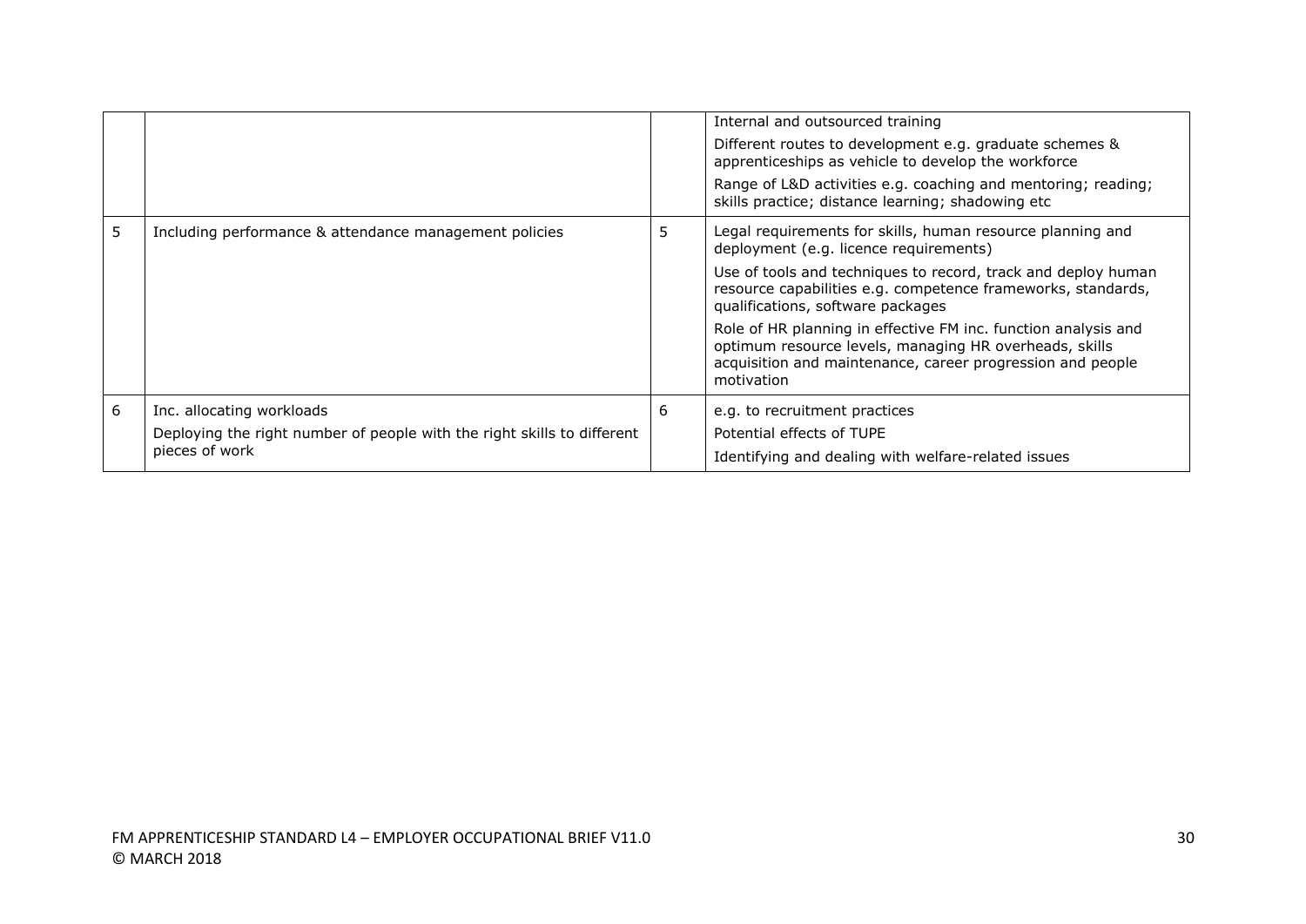| | | | |
|---|---|---|---|
| | | | Internal and outsourced training<br>Different routes to development e.g. graduate schemes & apprenticeships as vehicle to develop the workforce<br>Range of L&D activities e.g. coaching and mentoring; reading; skills practice; distance learning; shadowing etc |
| 5 | Including performance & attendance management policies | 5 | Legal requirements for skills, human resource planning and deployment (e.g. licence requirements)<br>Use of tools and techniques to record, track and deploy human resource capabilities e.g. competence frameworks, standards, qualifications, software packages<br>Role of HR planning in effective FM inc. function analysis and optimum resource levels, managing HR overheads, skills acquisition and maintenance, career progression and people motivation |
| 6 | Inc. allocating workloads<br>Deploying the right number of people with the right skills to different pieces of work | 6 | e.g. to recruitment practices<br>Potential effects of TUPE<br>Identifying and dealing with welfare-related issues |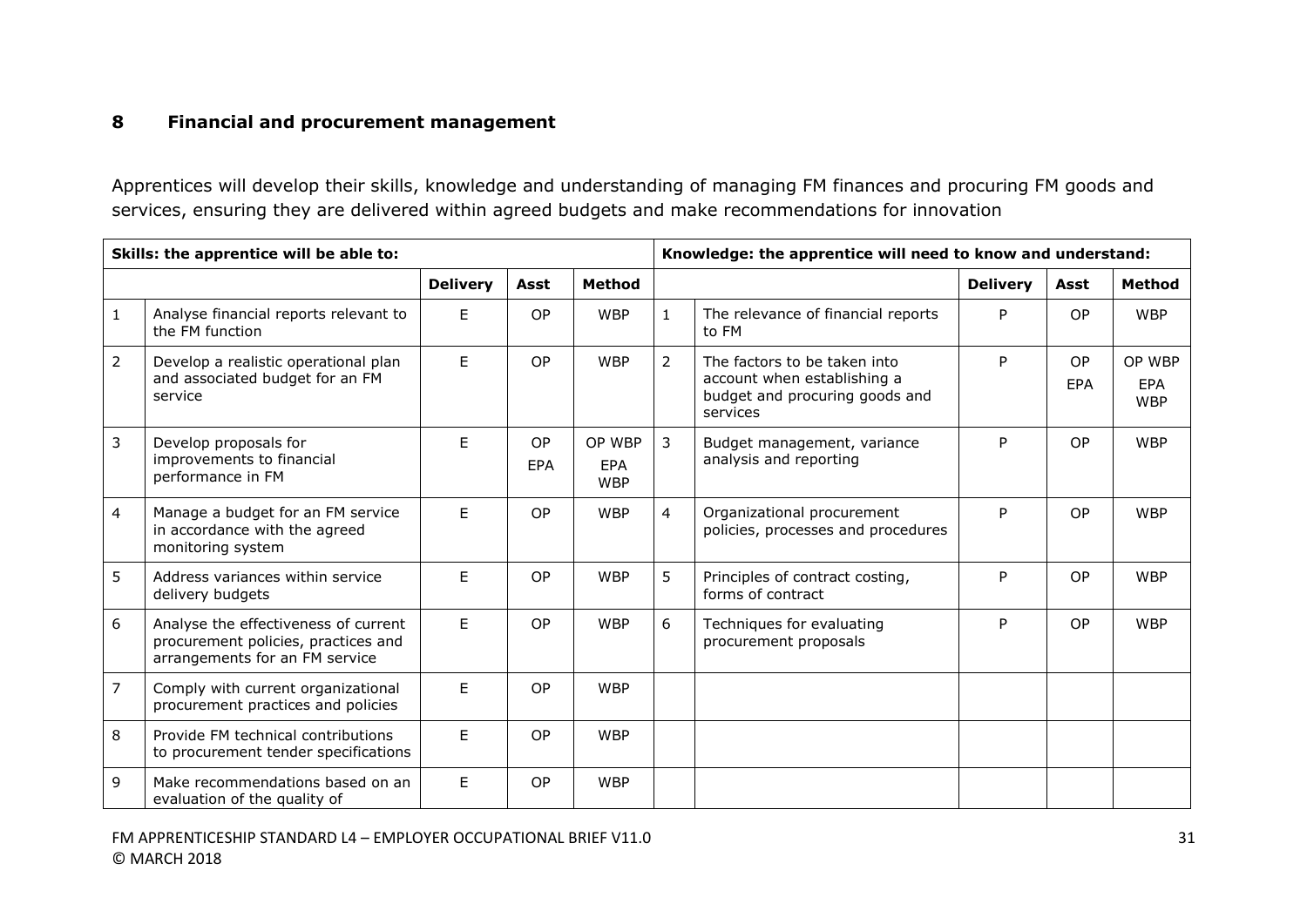## 8 Financial and procurement management

Apprentices will develop their skills, knowledge and understanding of managing FM finances and procuring FM goods and services, ensuring they are delivered within agreed budgets and make recommendations for innovation

| Skills: the apprentice will be able to: | | | | | Knowledge: the apprentice will need to know and understand: | | | | |
|---|---|---|---|---|---|---|---|---|---|
| | | Delivery | Asst | Method | | | Delivery | Asst | Method |
| 1 | Analyse financial reports relevant to the FM function | E | OP | WBP | 1 | The relevance of financial reports to FM | P | OP | WBP |
| 2 | Develop a realistic operational plan and associated budget for an FM service | E | OP | WBP | 2 | The factors to be taken into account when establishing a budget and procuring goods and services | P | OP EPA | OP WBP EPA WBP |
| 3 | Develop proposals for improvements to financial performance in FM | E | OP EPA | OP WBP EPA WBP | 3 | Budget management, variance analysis and reporting | P | OP | WBP |
| 4 | Manage a budget for an FM service in accordance with the agreed monitoring system | E | OP | WBP | 4 | Organizational procurement policies, processes and procedures | P | OP | WBP |
| 5 | Address variances within service delivery budgets | E | OP | WBP | 5 | Principles of contract costing, forms of contract | P | OP | WBP |
| 6 | Analyse the effectiveness of current procurement policies, practices and arrangements for an FM service | E | OP | WBP | 6 | Techniques for evaluating procurement proposals | P | OP | WBP |
| 7 | Comply with current organizational procurement practices and policies | E | OP | WBP | | | | | |
| 8 | Provide FM technical contributions to procurement tender specifications | E | OP | WBP | | | | | |
| 9 | Make recommendations based on an evaluation of the quality of | E | OP | WBP | | | | | |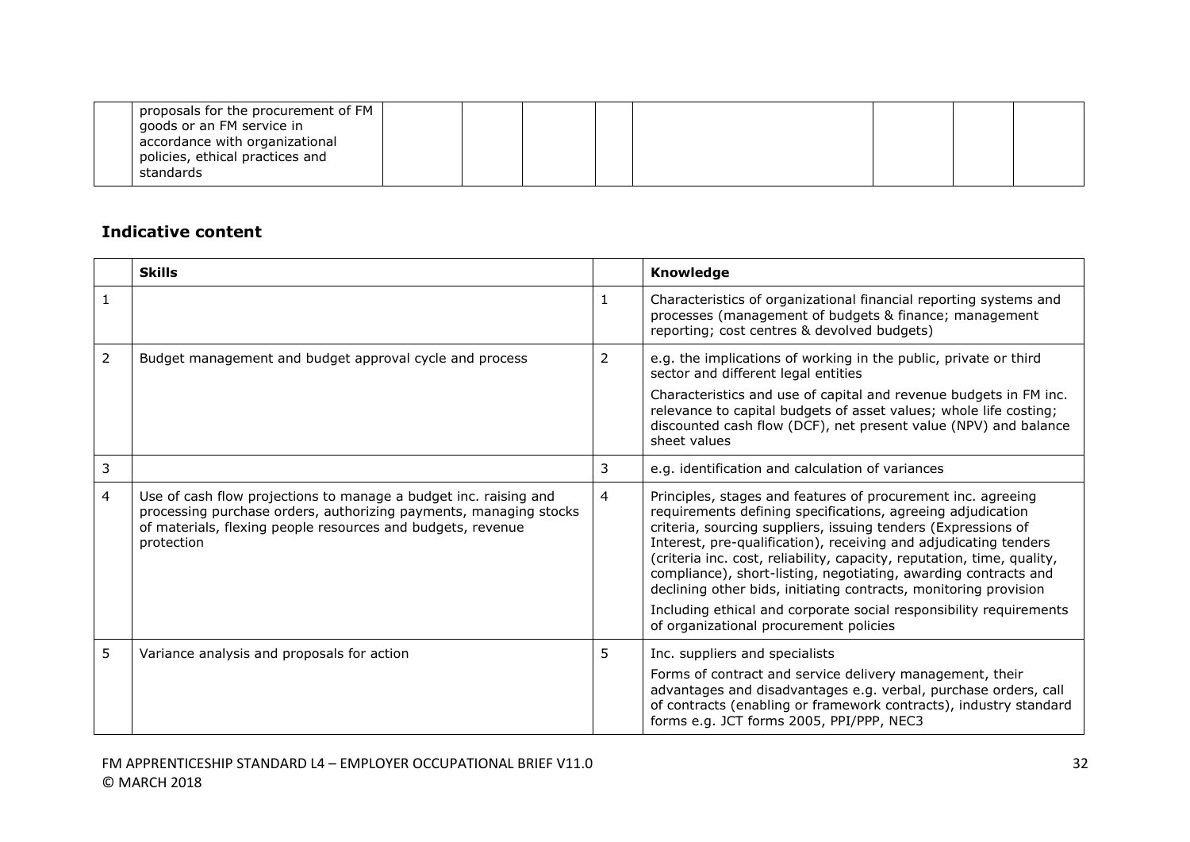|  | proposals for the procurement of FM goods or an FM service in accordance with organizational policies, ethical practices and standards |  |  |  |  |  |  |  |
|---|---|---|---|---|---|---|---|---|

## Indicative content

|  | Skills |  | Knowledge |
|---|---|---|---|
| 1 |  | 1 | Characteristics of organizational financial reporting systems and processes (management of budgets & finance; management reporting; cost centres & devolved budgets) |
| 2 | Budget management and budget approval cycle and process | 2 | e.g. the implications of working in the public, private or third sector and different legal entities<br><br>Characteristics and use of capital and revenue budgets in FM inc. relevance to capital budgets of asset values; whole life costing; discounted cash flow (DCF), net present value (NPV) and balance sheet values |
| 3 |  | 3 | e.g. identification and calculation of variances |
| 4 | Use of cash flow projections to manage a budget inc. raising and processing purchase orders, authorizing payments, managing stocks of materials, flexing people resources and budgets, revenue protection | 4 | Principles, stages and features of procurement inc. agreeing requirements defining specifications, agreeing adjudication criteria, sourcing suppliers, issuing tenders (Expressions of Interest, pre-qualification), receiving and adjudicating tenders (criteria inc. cost, reliability, capacity, reputation, time, quality, compliance), short-listing, negotiating, awarding contracts and declining other bids, initiating contracts, monitoring provision<br><br>Including ethical and corporate social responsibility requirements of organizational procurement policies |
| 5 | Variance analysis and proposals for action | 5 | Inc. suppliers and specialists<br><br>Forms of contract and service delivery management, their advantages and disadvantages e.g. verbal, purchase orders, call of contracts (enabling or framework contracts), industry standard forms e.g. JCT forms 2005, PPI/PPP, NEC3 |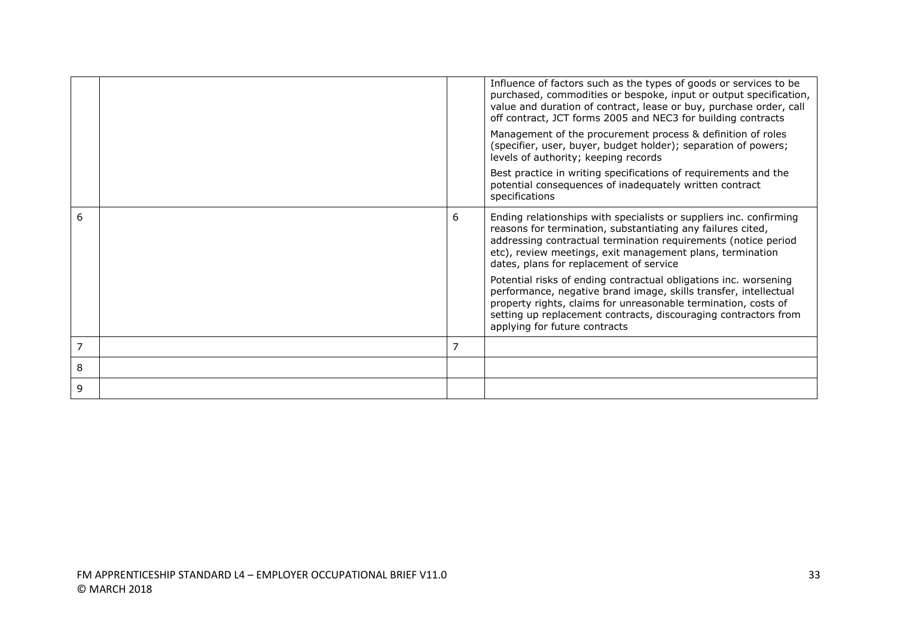| | | | |
|---|---|---|---|
| | | | Influence of factors such as the types of goods or services to be purchased, commodities or bespoke, input or output specification, value and duration of contract, lease or buy, purchase order, call off contract, JCT forms 2005 and NEC3 for building contracts<br><br>Management of the procurement process & definition of roles (specifier, user, buyer, budget holder); separation of powers; levels of authority; keeping records<br><br>Best practice in writing specifications of requirements and the potential consequences of inadequately written contract specifications |
| 6 | | 6 | Ending relationships with specialists or suppliers inc. confirming reasons for termination, substantiating any failures cited, addressing contractual termination requirements (notice period etc), review meetings, exit management plans, termination dates, plans for replacement of service<br><br>Potential risks of ending contractual obligations inc. worsening performance, negative brand image, skills transfer, intellectual property rights, claims for unreasonable termination, costs of setting up replacement contracts, discouraging contractors from applying for future contracts |
| 7 | | 7 | |
| 8 | | | |
| 9 | | | |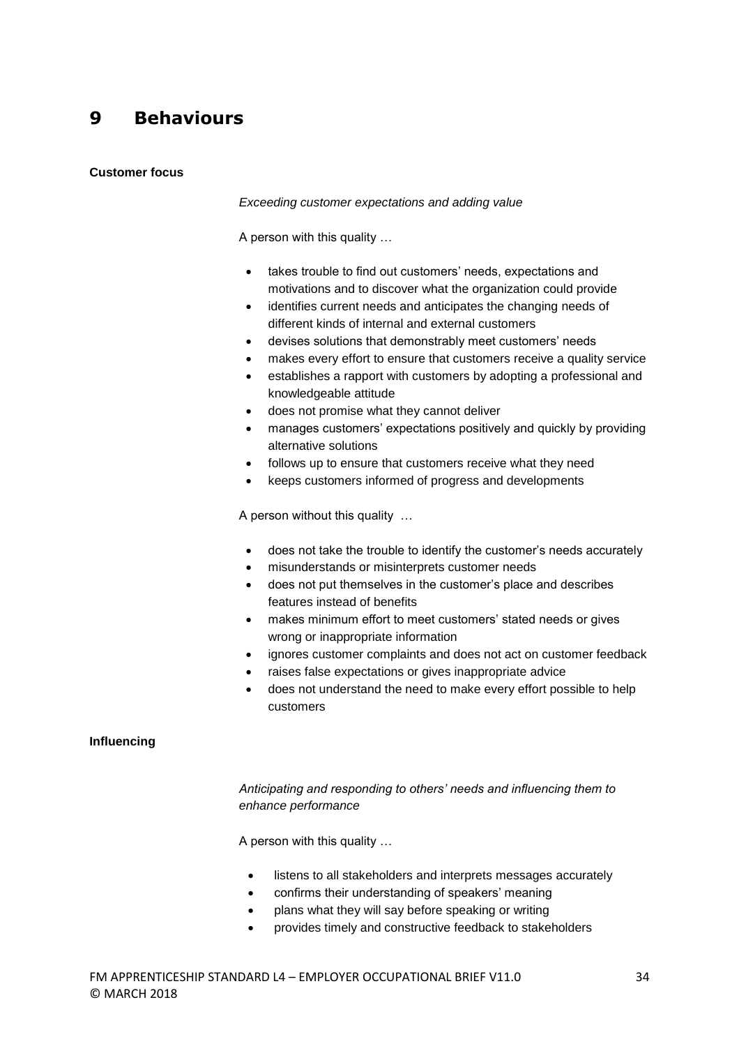# 9 Behaviours

**Customer focus**

*Exceeding customer expectations and adding value*

A person with this quality …

- takes trouble to find out customers' needs, expectations and motivations and to discover what the organization could provide
- identifies current needs and anticipates the changing needs of different kinds of internal and external customers
- devises solutions that demonstrably meet customers' needs
- makes every effort to ensure that customers receive a quality service
- establishes a rapport with customers by adopting a professional and knowledgeable attitude
- does not promise what they cannot deliver
- manages customers' expectations positively and quickly by providing alternative solutions
- follows up to ensure that customers receive what they need
- keeps customers informed of progress and developments

A person without this quality …

- does not take the trouble to identify the customer's needs accurately
- misunderstands or misinterprets customer needs
- does not put themselves in the customer's place and describes features instead of benefits
- makes minimum effort to meet customers' stated needs or gives wrong or inappropriate information
- ignores customer complaints and does not act on customer feedback
- raises false expectations or gives inappropriate advice
- does not understand the need to make every effort possible to help customers

**Influencing**

*Anticipating and responding to others' needs and influencing them to enhance performance*

A person with this quality …

- listens to all stakeholders and interprets messages accurately
- confirms their understanding of speakers' meaning
- plans what they will say before speaking or writing
- provides timely and constructive feedback to stakeholders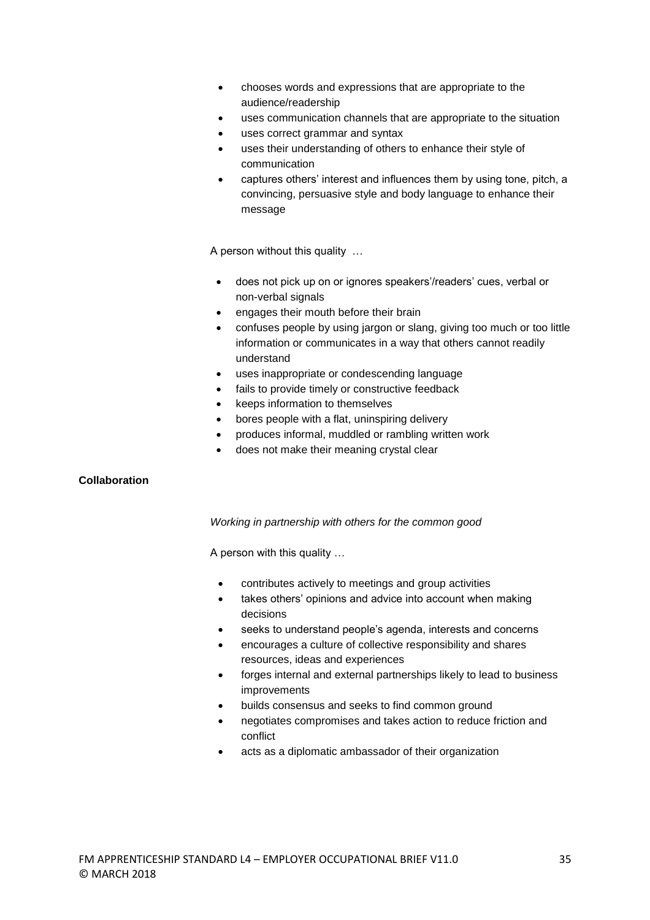- chooses words and expressions that are appropriate to the audience/readership
- uses communication channels that are appropriate to the situation
- uses correct grammar and syntax
- uses their understanding of others to enhance their style of communication
- captures others' interest and influences them by using tone, pitch, a convincing, persuasive style and body language to enhance their message

A person without this quality …

- does not pick up on or ignores speakers'/readers' cues, verbal or non-verbal signals
- engages their mouth before their brain
- confuses people by using jargon or slang, giving too much or too little information or communicates in a way that others cannot readily understand
- uses inappropriate or condescending language
- fails to provide timely or constructive feedback
- keeps information to themselves
- bores people with a flat, uninspiring delivery
- produces informal, muddled or rambling written work
- does not make their meaning crystal clear

**Collaboration**

*Working in partnership with others for the common good*

A person with this quality …

- contributes actively to meetings and group activities
- takes others' opinions and advice into account when making decisions
- seeks to understand people's agenda, interests and concerns
- encourages a culture of collective responsibility and shares resources, ideas and experiences
- forges internal and external partnerships likely to lead to business improvements
- builds consensus and seeks to find common ground
- negotiates compromises and takes action to reduce friction and conflict
- acts as a diplomatic ambassador of their organization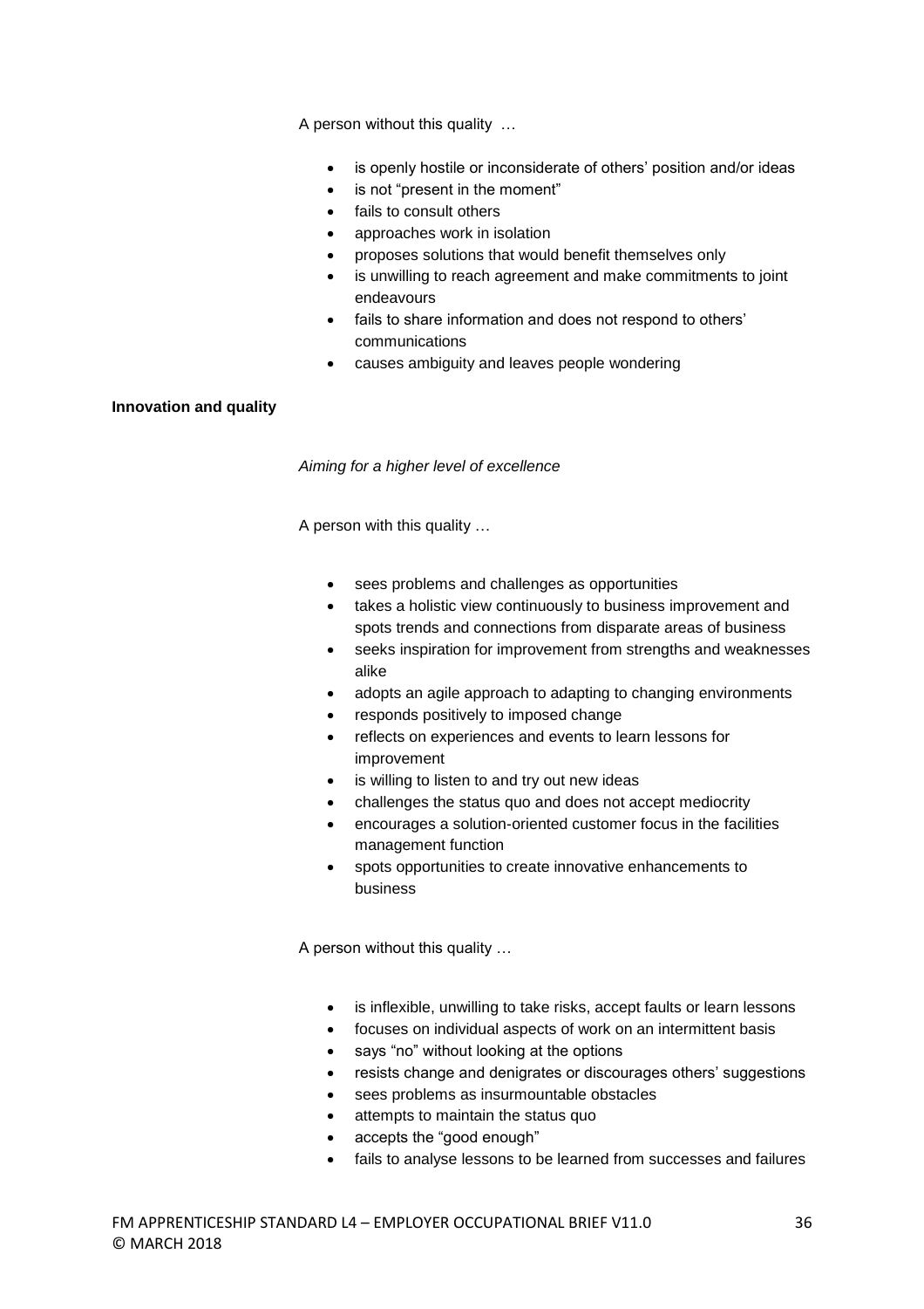A person without this quality …

- is openly hostile or inconsiderate of others' position and/or ideas
- is not "present in the moment"
- fails to consult others
- approaches work in isolation
- proposes solutions that would benefit themselves only
- is unwilling to reach agreement and make commitments to joint endeavours
- fails to share information and does not respond to others' communications
- causes ambiguity and leaves people wondering

**Innovation and quality**

*Aiming for a higher level of excellence*

A person with this quality …

- sees problems and challenges as opportunities
- takes a holistic view continuously to business improvement and spots trends and connections from disparate areas of business
- seeks inspiration for improvement from strengths and weaknesses alike
- adopts an agile approach to adapting to changing environments
- responds positively to imposed change
- reflects on experiences and events to learn lessons for improvement
- is willing to listen to and try out new ideas
- challenges the status quo and does not accept mediocrity
- encourages a solution-oriented customer focus in the facilities management function
- spots opportunities to create innovative enhancements to business

A person without this quality …

- is inflexible, unwilling to take risks, accept faults or learn lessons
- focuses on individual aspects of work on an intermittent basis
- says "no" without looking at the options
- resists change and denigrates or discourages others' suggestions
- sees problems as insurmountable obstacles
- attempts to maintain the status quo
- accepts the "good enough"
- fails to analyse lessons to be learned from successes and failures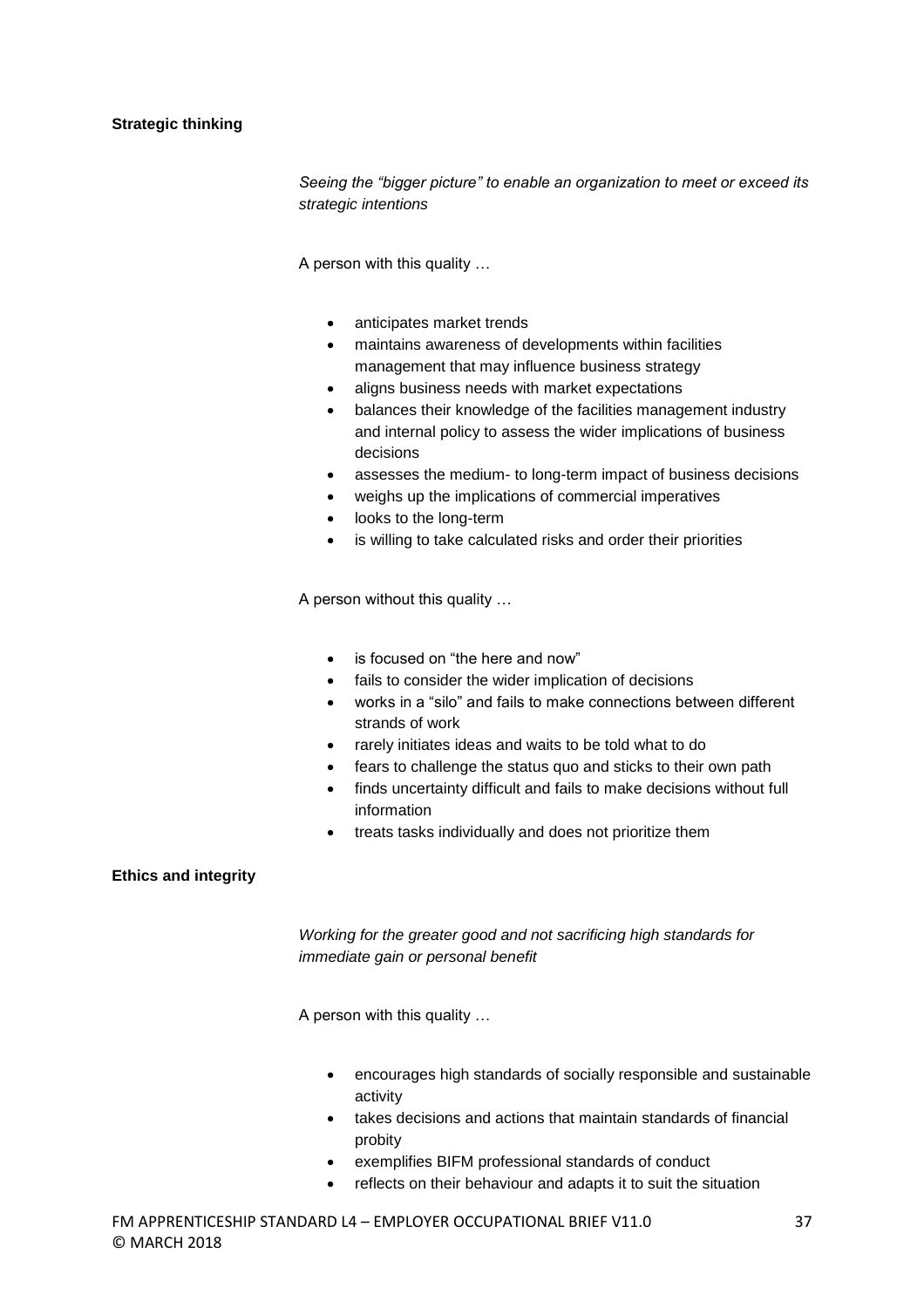**Strategic thinking**

*Seeing the "bigger picture" to enable an organization to meet or exceed its strategic intentions*

A person with this quality …

- anticipates market trends
- maintains awareness of developments within facilities management that may influence business strategy
- aligns business needs with market expectations
- balances their knowledge of the facilities management industry and internal policy to assess the wider implications of business decisions
- assesses the medium- to long-term impact of business decisions
- weighs up the implications of commercial imperatives
- looks to the long-term
- is willing to take calculated risks and order their priorities

A person without this quality …

- is focused on "the here and now"
- fails to consider the wider implication of decisions
- works in a "silo" and fails to make connections between different strands of work
- rarely initiates ideas and waits to be told what to do
- fears to challenge the status quo and sticks to their own path
- finds uncertainty difficult and fails to make decisions without full information
- treats tasks individually and does not prioritize them

**Ethics and integrity**

*Working for the greater good and not sacrificing high standards for immediate gain or personal benefit*

A person with this quality …

- encourages high standards of socially responsible and sustainable activity
- takes decisions and actions that maintain standards of financial probity
- exemplifies BIFM professional standards of conduct
- reflects on their behaviour and adapts it to suit the situation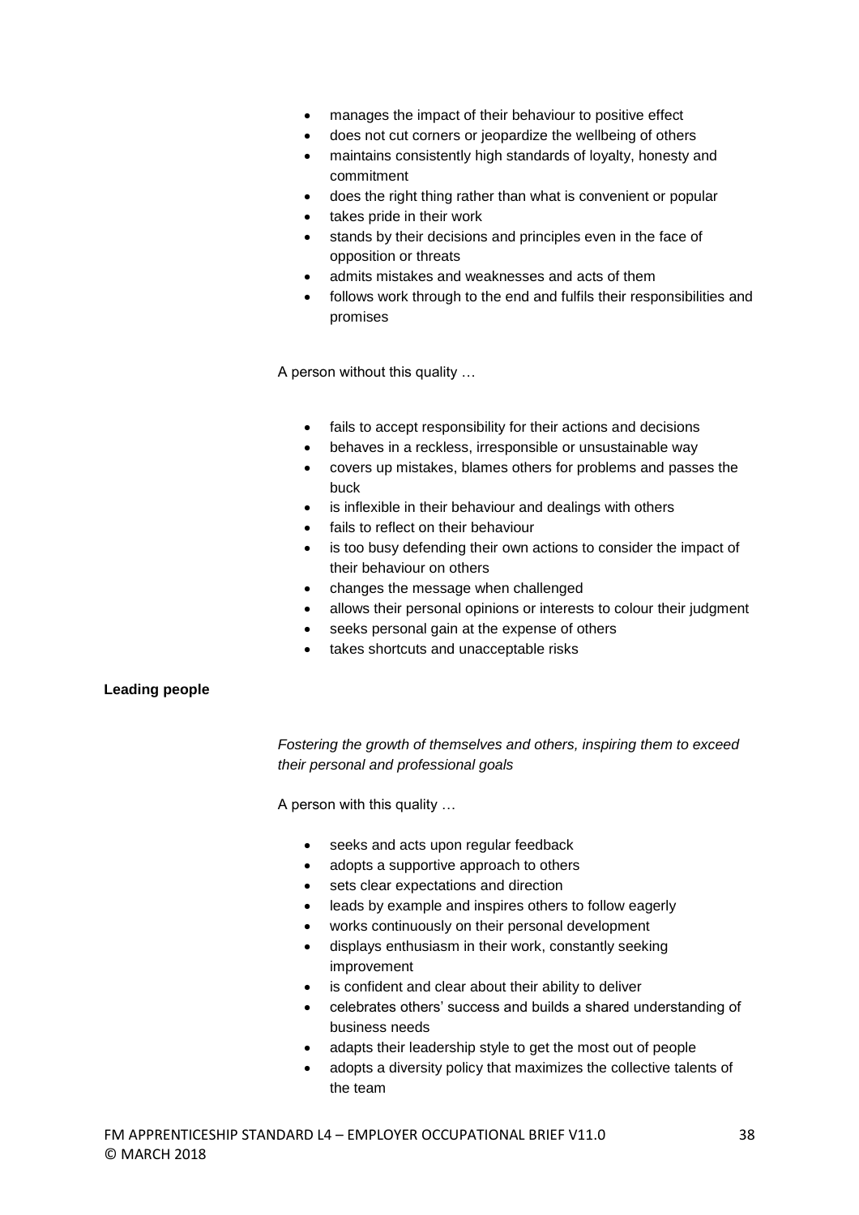- manages the impact of their behaviour to positive effect
- does not cut corners or jeopardize the wellbeing of others
- maintains consistently high standards of loyalty, honesty and commitment
- does the right thing rather than what is convenient or popular
- takes pride in their work
- stands by their decisions and principles even in the face of opposition or threats
- admits mistakes and weaknesses and acts of them
- follows work through to the end and fulfils their responsibilities and promises

A person without this quality …

- fails to accept responsibility for their actions and decisions
- behaves in a reckless, irresponsible or unsustainable way
- covers up mistakes, blames others for problems and passes the buck
- is inflexible in their behaviour and dealings with others
- fails to reflect on their behaviour
- is too busy defending their own actions to consider the impact of their behaviour on others
- changes the message when challenged
- allows their personal opinions or interests to colour their judgment
- seeks personal gain at the expense of others
- takes shortcuts and unacceptable risks

**Leading people**

*Fostering the growth of themselves and others, inspiring them to exceed their personal and professional goals*

A person with this quality …

- seeks and acts upon regular feedback
- adopts a supportive approach to others
- sets clear expectations and direction
- leads by example and inspires others to follow eagerly
- works continuously on their personal development
- displays enthusiasm in their work, constantly seeking improvement
- is confident and clear about their ability to deliver
- celebrates others' success and builds a shared understanding of business needs
- adapts their leadership style to get the most out of people
- adopts a diversity policy that maximizes the collective talents of the team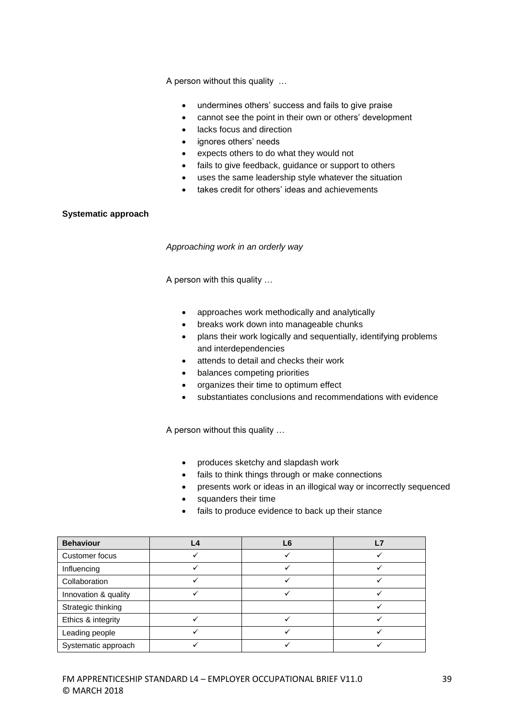A person without this quality …

- undermines others' success and fails to give praise
- cannot see the point in their own or others' development
- lacks focus and direction
- ignores others' needs
- expects others to do what they would not
- fails to give feedback, guidance or support to others
- uses the same leadership style whatever the situation
- takes credit for others' ideas and achievements

**Systematic approach**

*Approaching work in an orderly way*

A person with this quality …

- approaches work methodically and analytically
- breaks work down into manageable chunks
- plans their work logically and sequentially, identifying problems and interdependencies
- attends to detail and checks their work
- balances competing priorities
- organizes their time to optimum effect
- substantiates conclusions and recommendations with evidence

A person without this quality …

- produces sketchy and slapdash work
- fails to think things through or make connections
- presents work or ideas in an illogical way or incorrectly sequenced
- squanders their time
- fails to produce evidence to back up their stance

| Behaviour | L4 | L6 | L7 |
|---|---|---|---|
| Customer focus | ✓ | ✓ | ✓ |
| Influencing | ✓ | ✓ | ✓ |
| Collaboration | ✓ | ✓ | ✓ |
| Innovation & quality | ✓ | ✓ | ✓ |
| Strategic thinking | | | ✓ |
| Ethics & integrity | ✓ | ✓ | ✓ |
| Leading people | ✓ | ✓ | ✓ |
| Systematic approach | ✓ | ✓ | ✓ |